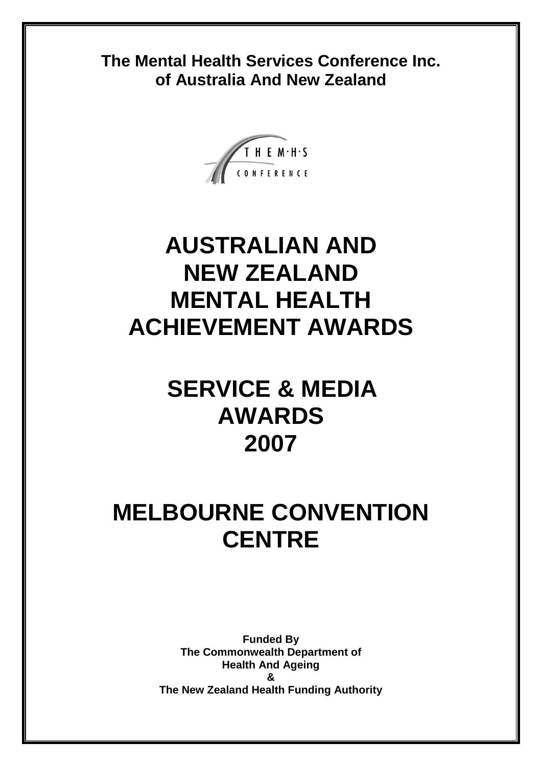**The Mental Health Services Conference Inc. of Australia And New Zealand**

THE M·H·S CONFERENCE

# AUSTRALIAN AND NEW ZEALAND MENTAL HEALTH ACHIEVEMENT AWARDS

# SERVICE & MEDIA AWARDS 2007

# MELBOURNE CONVENTION CENTRE

**Funded By**
**The Commonwealth Department of Health And Ageing**
**&**
**The New Zealand Health Funding Authority**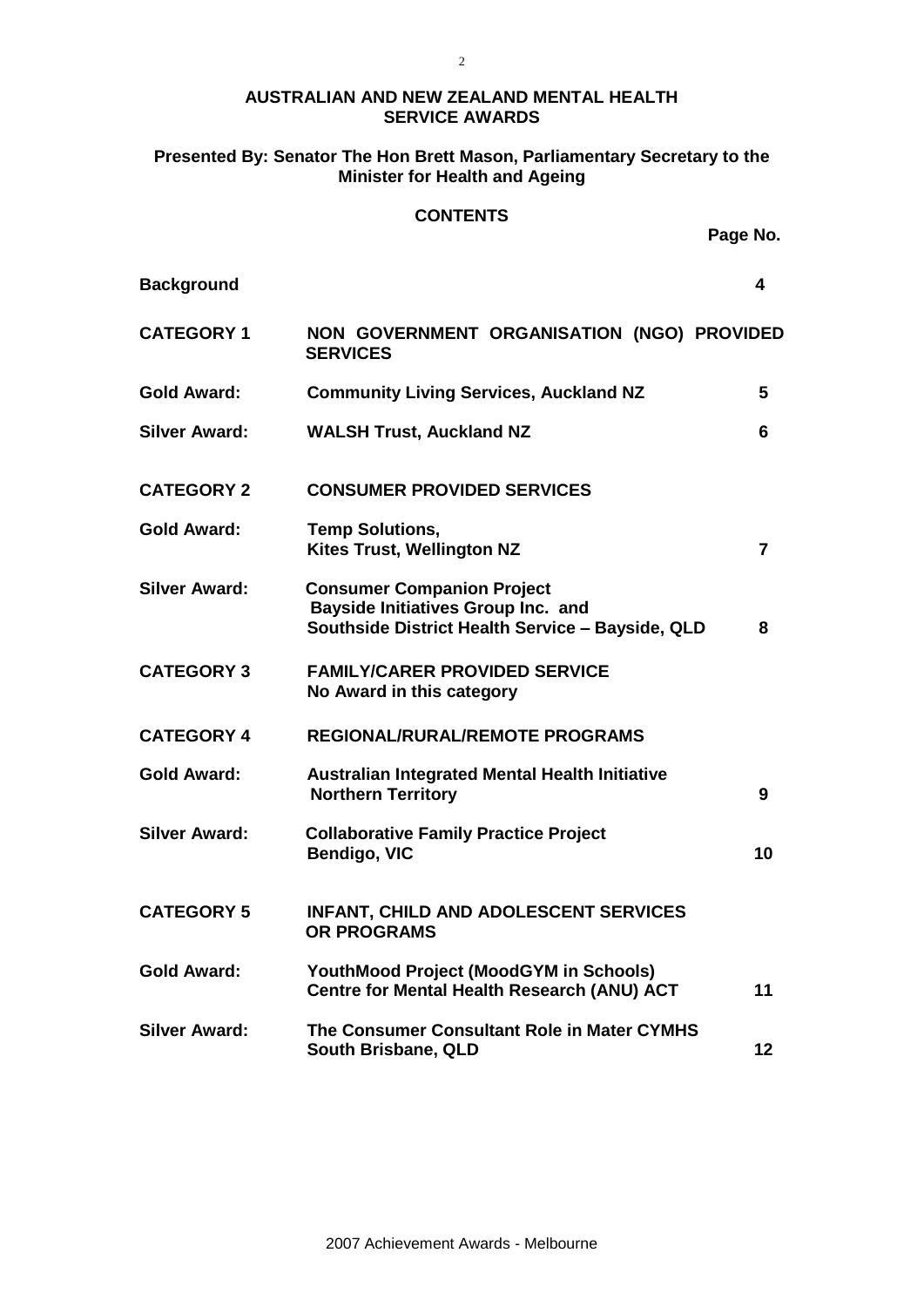# AUSTRALIAN AND NEW ZEALAND MENTAL HEALTH SERVICE AWARDS

**Presented By: Senator The Hon Brett Mason, Parliamentary Secretary to the Minister for Health and Ageing**

## CONTENTS

| | | Page No. |
|---|---|---|
| **Background** | | **4** |
| **CATEGORY 1** | **NON GOVERNMENT ORGANISATION (NGO) PROVIDED SERVICES** | |
| **Gold Award:** | **Community Living Services, Auckland NZ** | **5** |
| **Silver Award:** | **WALSH Trust, Auckland NZ** | **6** |
| **CATEGORY 2** | **CONSUMER PROVIDED SERVICES** | |
| **Gold Award:** | **Temp Solutions, Kites Trust, Wellington NZ** | **7** |
| **Silver Award:** | **Consumer Companion Project Bayside Initiatives Group Inc. and Southside District Health Service – Bayside, QLD** | **8** |
| **CATEGORY 3** | **FAMILY/CARER PROVIDED SERVICE No Award in this category** | |
| **CATEGORY 4** | **REGIONAL/RURAL/REMOTE PROGRAMS** | |
| **Gold Award:** | **Australian Integrated Mental Health Initiative Northern Territory** | **9** |
| **Silver Award:** | **Collaborative Family Practice Project Bendigo, VIC** | **10** |
| **CATEGORY 5** | **INFANT, CHILD AND ADOLESCENT SERVICES OR PROGRAMS** | |
| **Gold Award:** | **YouthMood Project (MoodGYM in Schools) Centre for Mental Health Research (ANU) ACT** | **11** |
| **Silver Award:** | **The Consumer Consultant Role in Mater CYMHS South Brisbane, QLD** | **12** |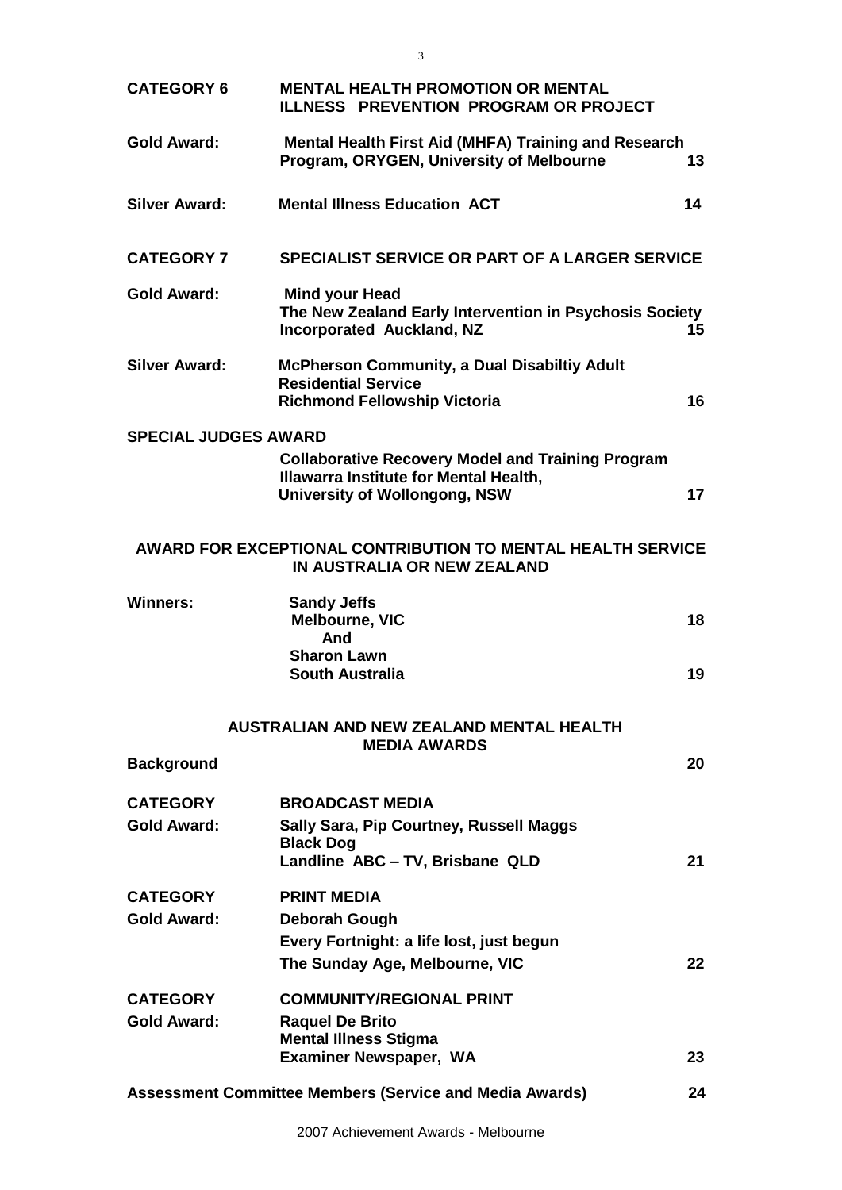**CATEGORY 6** **MENTAL HEALTH PROMOTION OR MENTAL ILLNESS PREVENTION PROGRAM OR PROJECT**

**Gold Award:** **Mental Health First Aid (MHFA) Training and Research Program, ORYGEN, University of Melbourne** **13**

**Silver Award:** **Mental Illness Education ACT** **14**

**CATEGORY 7** **SPECIALIST SERVICE OR PART OF A LARGER SERVICE**

**Gold Award:** **Mind your Head**
**The New Zealand Early Intervention in Psychosis Society Incorporated Auckland, NZ** **15**

**Silver Award:** **McPherson Community, a Dual Disabiltiy Adult Residential Service**
**Richmond Fellowship Victoria** **16**

**SPECIAL JUDGES AWARD**

**Collaborative Recovery Model and Training Program**
**Illawarra Institute for Mental Health,**
**University of Wollongong, NSW** **17**

**AWARD FOR EXCEPTIONAL CONTRIBUTION TO MENTAL HEALTH SERVICE IN AUSTRALIA OR NEW ZEALAND**

**Winners:** **Sandy Jeffs**
**Melbourne, VIC** **18**
**And**
**Sharon Lawn**
**South Australia** **19**

**AUSTRALIAN AND NEW ZEALAND MENTAL HEALTH MEDIA AWARDS**

**Background** **20**

**CATEGORY** **BROADCAST MEDIA**

**Gold Award:** **Sally Sara, Pip Courtney, Russell Maggs**
**Black Dog**
**Landline ABC – TV, Brisbane QLD** **21**

**CATEGORY** **PRINT MEDIA**

**Gold Award:** **Deborah Gough**
**Every Fortnight: a life lost, just begun**
**The Sunday Age, Melbourne, VIC** **22**

**CATEGORY** **COMMUNITY/REGIONAL PRINT**

**Gold Award:** **Raquel De Brito**
**Mental Illness Stigma**
**Examiner Newspaper, WA** **23**

**Assessment Committee Members (Service and Media Awards)** **24**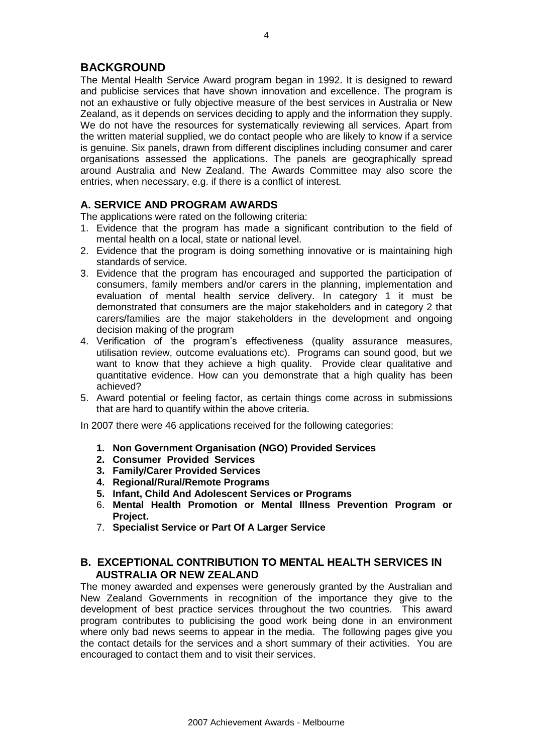## BACKGROUND

The Mental Health Service Award program began in 1992. It is designed to reward and publicise services that have shown innovation and excellence. The program is not an exhaustive or fully objective measure of the best services in Australia or New Zealand, as it depends on services deciding to apply and the information they supply. We do not have the resources for systematically reviewing all services. Apart from the written material supplied, we do contact people who are likely to know if a service is genuine. Six panels, drawn from different disciplines including consumer and carer organisations assessed the applications. The panels are geographically spread around Australia and New Zealand. The Awards Committee may also score the entries, when necessary, e.g. if there is a conflict of interest.

### A. SERVICE AND PROGRAM AWARDS

The applications were rated on the following criteria:

1. Evidence that the program has made a significant contribution to the field of mental health on a local, state or national level.
2. Evidence that the program is doing something innovative or is maintaining high standards of service.
3. Evidence that the program has encouraged and supported the participation of consumers, family members and/or carers in the planning, implementation and evaluation of mental health service delivery. In category 1 it must be demonstrated that consumers are the major stakeholders and in category 2 that carers/families are the major stakeholders in the development and ongoing decision making of the program
4. Verification of the program's effectiveness (quality assurance measures, utilisation review, outcome evaluations etc). Programs can sound good, but we want to know that they achieve a high quality. Provide clear qualitative and quantitative evidence. How can you demonstrate that a high quality has been achieved?
5. Award potential or feeling factor, as certain things come across in submissions that are hard to quantify within the above criteria.

In 2007 there were 46 applications received for the following categories:

1. **Non Government Organisation (NGO) Provided Services**
2. **Consumer Provided Services**
3. **Family/Carer Provided Services**
4. **Regional/Rural/Remote Programs**
5. **Infant, Child And Adolescent Services or Programs**
6. **Mental Health Promotion or Mental Illness Prevention Program or Project.**
7. **Specialist Service or Part Of A Larger Service**

### B. EXCEPTIONAL CONTRIBUTION TO MENTAL HEALTH SERVICES IN AUSTRALIA OR NEW ZEALAND

The money awarded and expenses were generously granted by the Australian and New Zealand Governments in recognition of the importance they give to the development of best practice services throughout the two countries. This award program contributes to publicising the good work being done in an environment where only bad news seems to appear in the media. The following pages give you the contact details for the services and a short summary of their activities. You are encouraged to contact them and to visit their services.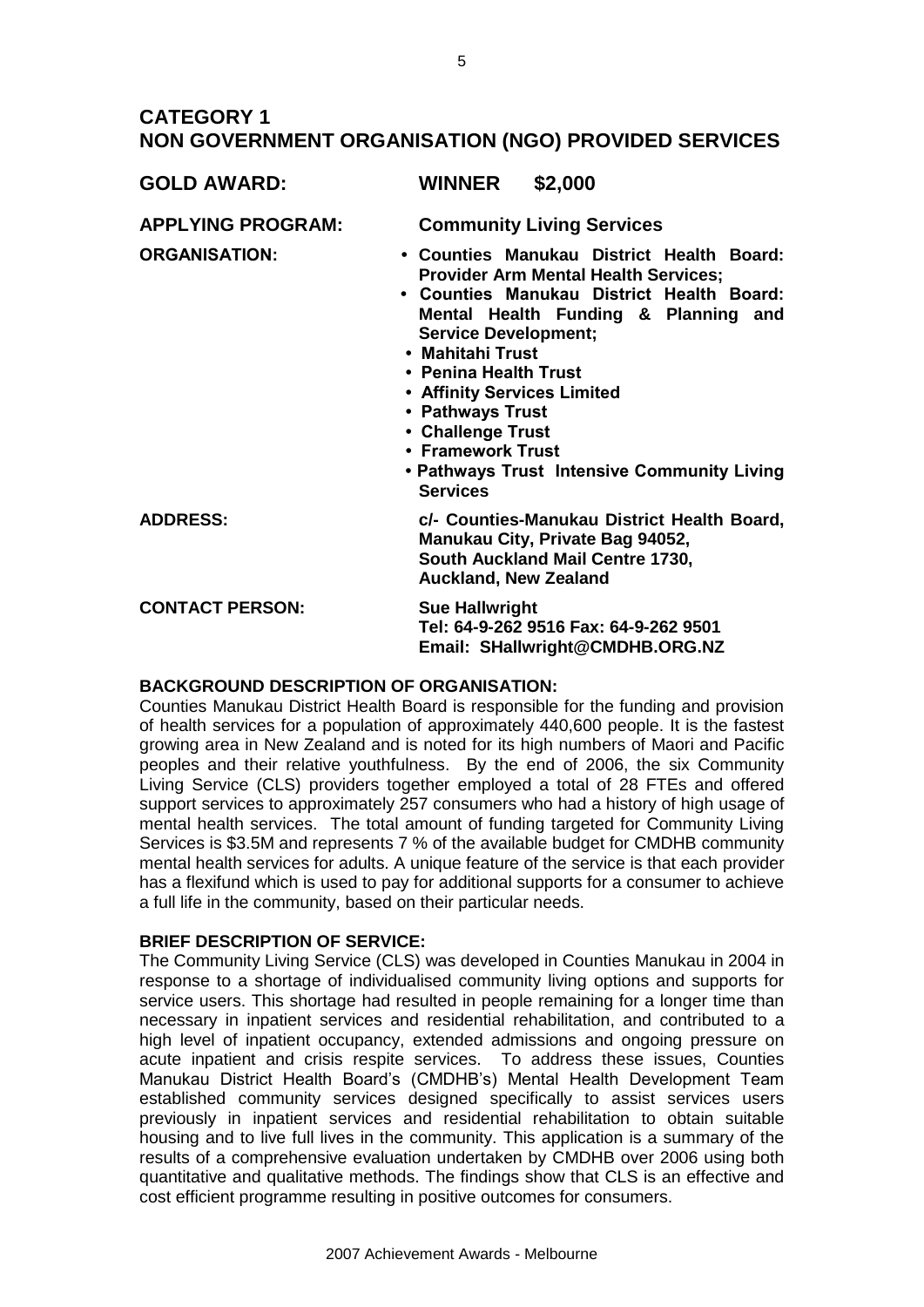## CATEGORY 1
## NON GOVERNMENT ORGANISATION (NGO) PROVIDED SERVICES

**GOLD AWARD:** **WINNER $2,000**

**APPLYING PROGRAM:** **Community Living Services**

**ORGANISATION:**

- **Counties Manukau District Health Board: Provider Arm Mental Health Services;**
- **Counties Manukau District Health Board: Mental Health Funding & Planning and Service Development;**
- **Mahitahi Trust**
- **Penina Health Trust**
- **Affinity Services Limited**
- **Pathways Trust**
- **Challenge Trust**
- **Framework Trust**
- **Pathways Trust Intensive Community Living Services**

**ADDRESS:** **c/- Counties-Manukau District Health Board, Manukau City, Private Bag 94052, South Auckland Mail Centre 1730, Auckland, New Zealand**

**CONTACT PERSON:** **Sue Hallwright**
**Tel: 64-9-262 9516 Fax: 64-9-262 9501**
**Email: SHallwright@CMDHB.ORG.NZ**

**BACKGROUND DESCRIPTION OF ORGANISATION:**

Counties Manukau District Health Board is responsible for the funding and provision of health services for a population of approximately 440,600 people. It is the fastest growing area in New Zealand and is noted for its high numbers of Maori and Pacific peoples and their relative youthfulness. By the end of 2006, the six Community Living Service (CLS) providers together employed a total of 28 FTEs and offered support services to approximately 257 consumers who had a history of high usage of mental health services. The total amount of funding targeted for Community Living Services is $3.5M and represents 7 % of the available budget for CMDHB community mental health services for adults. A unique feature of the service is that each provider has a flexifund which is used to pay for additional supports for a consumer to achieve a full life in the community, based on their particular needs.

**BRIEF DESCRIPTION OF SERVICE:**

The Community Living Service (CLS) was developed in Counties Manukau in 2004 in response to a shortage of individualised community living options and supports for service users. This shortage had resulted in people remaining for a longer time than necessary in inpatient services and residential rehabilitation, and contributed to a high level of inpatient occupancy, extended admissions and ongoing pressure on acute inpatient and crisis respite services. To address these issues, Counties Manukau District Health Board's (CMDHB's) Mental Health Development Team established community services designed specifically to assist services users previously in inpatient services and residential rehabilitation to obtain suitable housing and to live full lives in the community. This application is a summary of the results of a comprehensive evaluation undertaken by CMDHB over 2006 using both quantitative and qualitative methods. The findings show that CLS is an effective and cost efficient programme resulting in positive outcomes for consumers.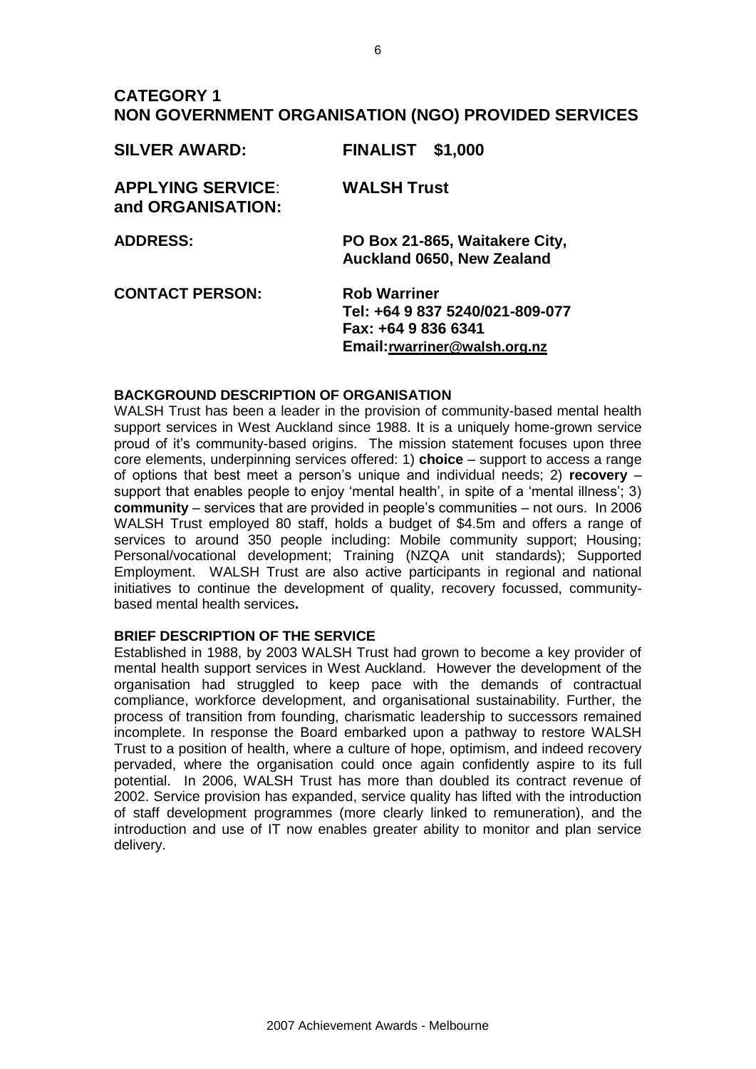## CATEGORY 1
## NON GOVERNMENT ORGANISATION (NGO) PROVIDED SERVICES

| | |
|---|---|
| **SILVER AWARD:** | **FINALIST $1,000** |
| **APPLYING SERVICE: and ORGANISATION:** | **WALSH Trust** |
| **ADDRESS:** | **PO Box 21-865, Waitakere City, Auckland 0650, New Zealand** |
| **CONTACT PERSON:** | **Rob Warriner**<br>**Tel: +64 9 837 5240/021-809-077**<br>**Fax: +64 9 836 6341**<br>**Email:rwarriner@walsh.org.nz** |

**BACKGROUND DESCRIPTION OF ORGANISATION**

WALSH Trust has been a leader in the provision of community-based mental health support services in West Auckland since 1988. It is a uniquely home-grown service proud of it's community-based origins. The mission statement focuses upon three core elements, underpinning services offered: 1) **choice** – support to access a range of options that best meet a person's unique and individual needs; 2) **recovery** – support that enables people to enjoy 'mental health', in spite of a 'mental illness'; 3) **community** – services that are provided in people's communities – not ours. In 2006 WALSH Trust employed 80 staff, holds a budget of \$4.5m and offers a range of services to around 350 people including: Mobile community support; Housing; Personal/vocational development; Training (NZQA unit standards); Supported Employment. WALSH Trust are also active participants in regional and national initiatives to continue the development of quality, recovery focussed, community-based mental health services**.**

**BRIEF DESCRIPTION OF THE SERVICE**

Established in 1988, by 2003 WALSH Trust had grown to become a key provider of mental health support services in West Auckland. However the development of the organisation had struggled to keep pace with the demands of contractual compliance, workforce development, and organisational sustainability. Further, the process of transition from founding, charismatic leadership to successors remained incomplete. In response the Board embarked upon a pathway to restore WALSH Trust to a position of health, where a culture of hope, optimism, and indeed recovery pervaded, where the organisation could once again confidently aspire to its full potential. In 2006, WALSH Trust has more than doubled its contract revenue of 2002. Service provision has expanded, service quality has lifted with the introduction of staff development programmes (more clearly linked to remuneration), and the introduction and use of IT now enables greater ability to monitor and plan service delivery.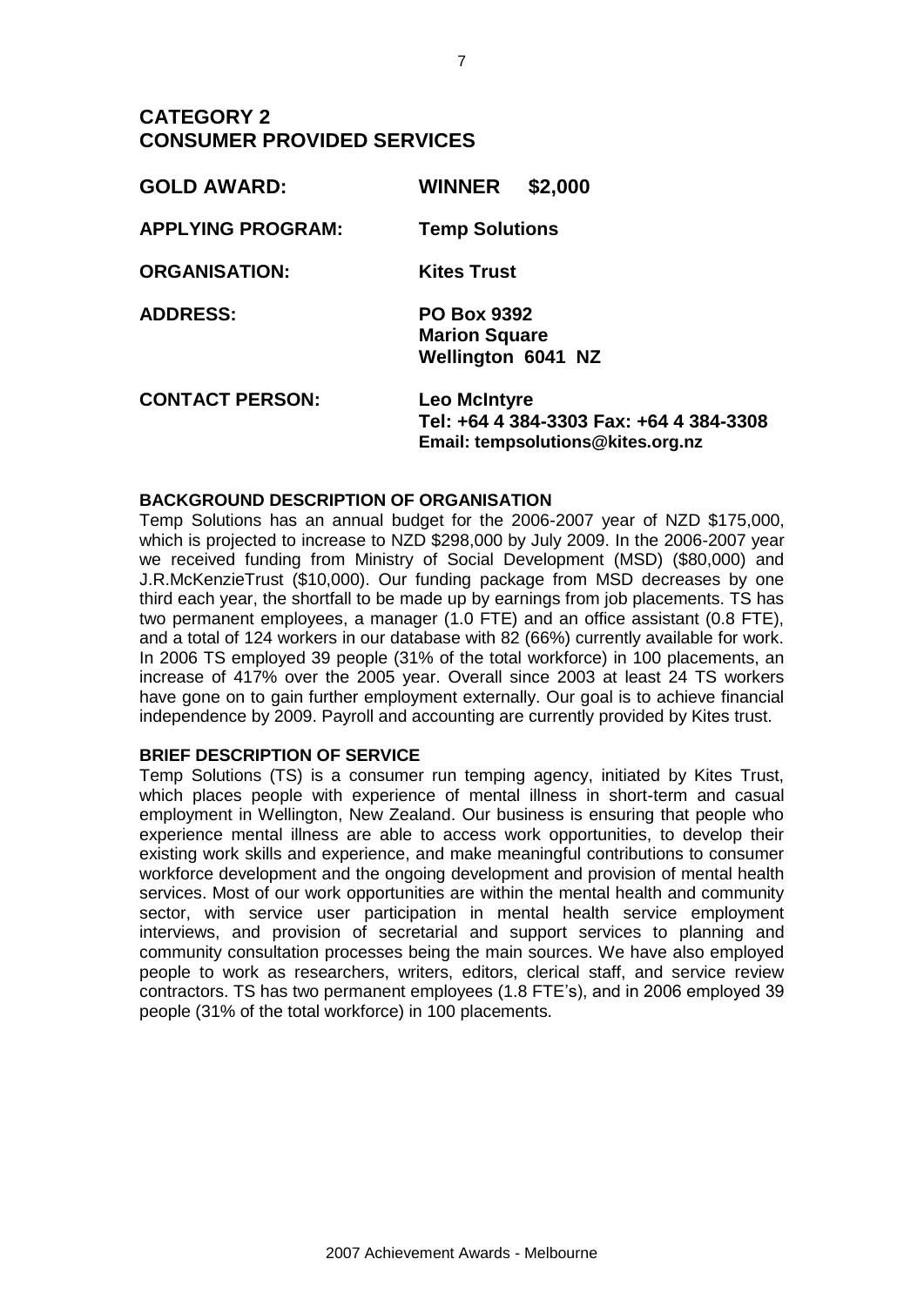## CATEGORY 2
## CONSUMER PROVIDED SERVICES

**GOLD AWARD:** **WINNER $2,000**

**APPLYING PROGRAM:** **Temp Solutions**

**ORGANISATION:** **Kites Trust**

**ADDRESS:** **PO Box 9392**
**Marion Square**
**Wellington 6041 NZ**

**CONTACT PERSON:** **Leo McIntyre**
**Tel: +64 4 384-3303 Fax: +64 4 384-3308**
**Email: tempsolutions@kites.org.nz**

### BACKGROUND DESCRIPTION OF ORGANISATION

Temp Solutions has an annual budget for the 2006-2007 year of NZD $175,000, which is projected to increase to NZD $298,000 by July 2009. In the 2006-2007 year we received funding from Ministry of Social Development (MSD) ($80,000) and J.R.McKenzieTrust ($10,000). Our funding package from MSD decreases by one third each year, the shortfall to be made up by earnings from job placements. TS has two permanent employees, a manager (1.0 FTE) and an office assistant (0.8 FTE), and a total of 124 workers in our database with 82 (66%) currently available for work. In 2006 TS employed 39 people (31% of the total workforce) in 100 placements, an increase of 417% over the 2005 year. Overall since 2003 at least 24 TS workers have gone on to gain further employment externally. Our goal is to achieve financial independence by 2009. Payroll and accounting are currently provided by Kites trust.

### BRIEF DESCRIPTION OF SERVICE

Temp Solutions (TS) is a consumer run temping agency, initiated by Kites Trust, which places people with experience of mental illness in short-term and casual employment in Wellington, New Zealand. Our business is ensuring that people who experience mental illness are able to access work opportunities, to develop their existing work skills and experience, and make meaningful contributions to consumer workforce development and the ongoing development and provision of mental health services. Most of our work opportunities are within the mental health and community sector, with service user participation in mental health service employment interviews, and provision of secretarial and support services to planning and community consultation processes being the main sources. We have also employed people to work as researchers, writers, editors, clerical staff, and service review contractors. TS has two permanent employees (1.8 FTE's), and in 2006 employed 39 people (31% of the total workforce) in 100 placements.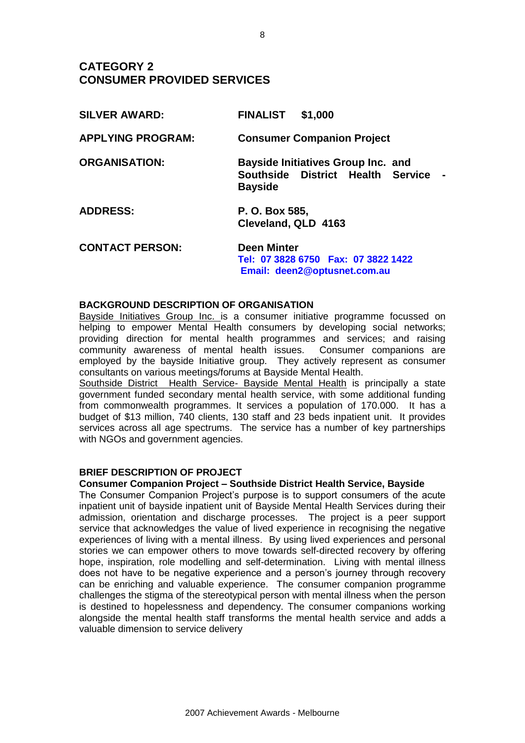## CATEGORY 2
## CONSUMER PROVIDED SERVICES

| | |
|---|---|
| **SILVER AWARD:** | **FINALIST $1,000** |
| **APPLYING PROGRAM:** | **Consumer Companion Project** |
| **ORGANISATION:** | **Bayside Initiatives Group Inc. and Southside District Health Service - Bayside** |
| **ADDRESS:** | **P. O. Box 585, Cleveland, QLD 4163** |
| **CONTACT PERSON:** | **Deen Minter**<br>**Tel: 07 3828 6750 Fax: 07 3822 1422**<br>**Email: deen2@optusnet.com.au** |

**BACKGROUND DESCRIPTION OF ORGANISATION**

Bayside Initiatives Group Inc. is a consumer initiative programme focussed on helping to empower Mental Health consumers by developing social networks; providing direction for mental health programmes and services; and raising community awareness of mental health issues. Consumer companions are employed by the bayside Initiative group. They actively represent as consumer consultants on various meetings/forums at Bayside Mental Health.

Southside District Health Service- Bayside Mental Health is principally a state government funded secondary mental health service, with some additional funding from commonwealth programmes. It services a population of 170.000. It has a budget of $13 million, 740 clients, 130 staff and 23 beds inpatient unit. It provides services across all age spectrums. The service has a number of key partnerships with NGOs and government agencies.

**BRIEF DESCRIPTION OF PROJECT**

**Consumer Companion Project – Southside District Health Service, Bayside**

The Consumer Companion Project's purpose is to support consumers of the acute inpatient unit of bayside inpatient unit of Bayside Mental Health Services during their admission, orientation and discharge processes. The project is a peer support service that acknowledges the value of lived experience in recognising the negative experiences of living with a mental illness. By using lived experiences and personal stories we can empower others to move towards self-directed recovery by offering hope, inspiration, role modelling and self-determination. Living with mental illness does not have to be negative experience and a person's journey through recovery can be enriching and valuable experience. The consumer companion programme challenges the stigma of the stereotypical person with mental illness when the person is destined to hopelessness and dependency. The consumer companions working alongside the mental health staff transforms the mental health service and adds a valuable dimension to service delivery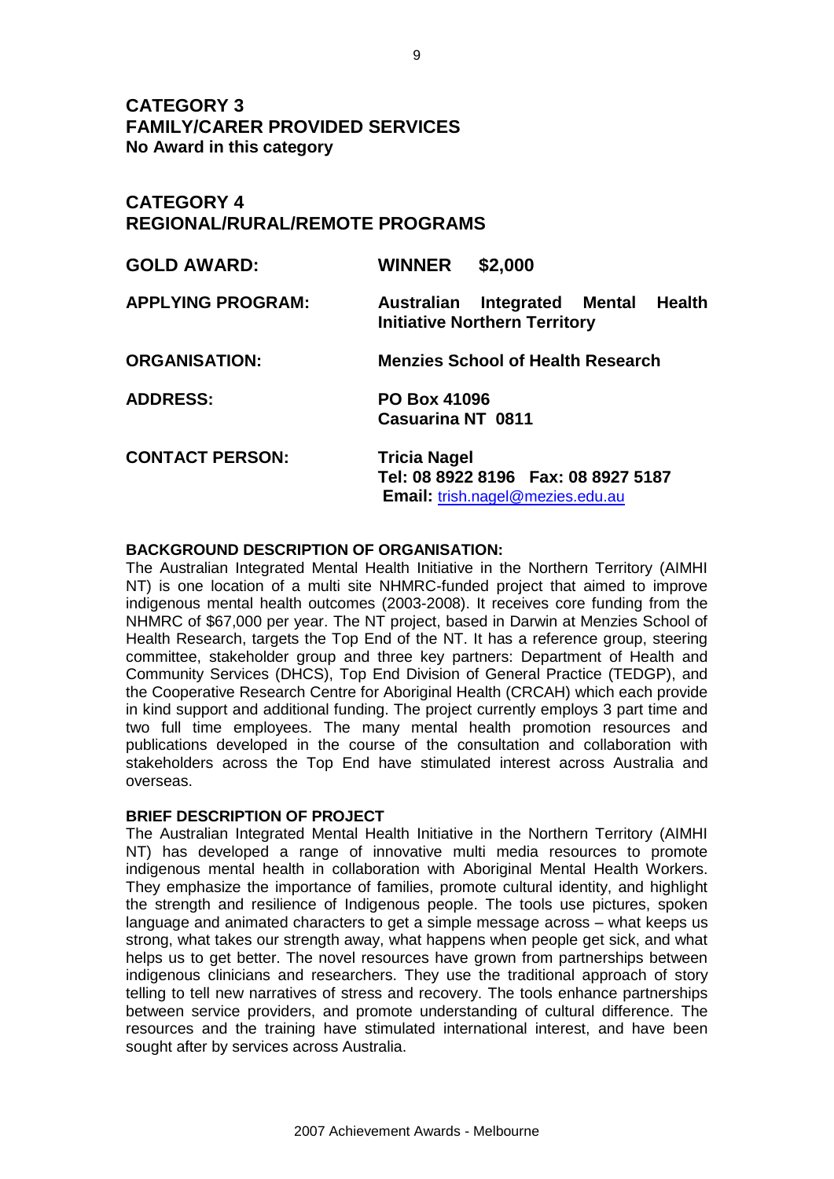## CATEGORY 3
## FAMILY/CARER PROVIDED SERVICES
**No Award in this category**

## CATEGORY 4
## REGIONAL/RURAL/REMOTE PROGRAMS

| | |
|---|---|
| **GOLD AWARD:** | **WINNER $2,000** |
| **APPLYING PROGRAM:** | **Australian Integrated Mental Health Initiative Northern Territory** |
| **ORGANISATION:** | **Menzies School of Health Research** |
| **ADDRESS:** | **PO Box 41096**<br>**Casuarina NT 0811** |
| **CONTACT PERSON:** | **Tricia Nagel**<br>**Tel: 08 8922 8196 Fax: 08 8927 5187**<br>**Email:** trish.nagel@mezies.edu.au |

**BACKGROUND DESCRIPTION OF ORGANISATION:**
The Australian Integrated Mental Health Initiative in the Northern Territory (AIMHI NT) is one location of a multi site NHMRC-funded project that aimed to improve indigenous mental health outcomes (2003-2008). It receives core funding from the NHMRC of $67,000 per year. The NT project, based in Darwin at Menzies School of Health Research, targets the Top End of the NT. It has a reference group, steering committee, stakeholder group and three key partners: Department of Health and Community Services (DHCS), Top End Division of General Practice (TEDGP), and the Cooperative Research Centre for Aboriginal Health (CRCAH) which each provide in kind support and additional funding. The project currently employs 3 part time and two full time employees. The many mental health promotion resources and publications developed in the course of the consultation and collaboration with stakeholders across the Top End have stimulated interest across Australia and overseas.

**BRIEF DESCRIPTION OF PROJECT**
The Australian Integrated Mental Health Initiative in the Northern Territory (AIMHI NT) has developed a range of innovative multi media resources to promote indigenous mental health in collaboration with Aboriginal Mental Health Workers. They emphasize the importance of families, promote cultural identity, and highlight the strength and resilience of Indigenous people. The tools use pictures, spoken language and animated characters to get a simple message across – what keeps us strong, what takes our strength away, what happens when people get sick, and what helps us to get better. The novel resources have grown from partnerships between indigenous clinicians and researchers. They use the traditional approach of story telling to tell new narratives of stress and recovery. The tools enhance partnerships between service providers, and promote understanding of cultural difference. The resources and the training have stimulated international interest, and have been sought after by services across Australia.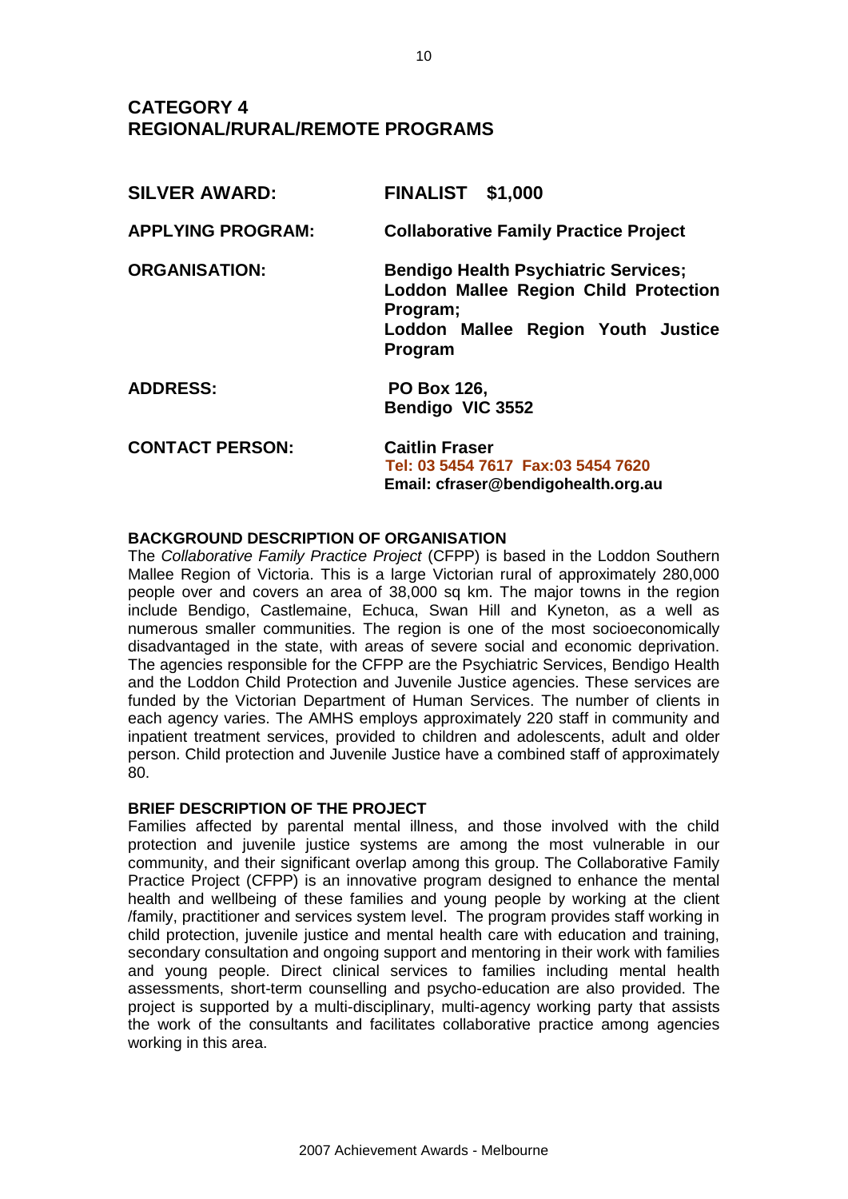## CATEGORY 4
## REGIONAL/RURAL/REMOTE PROGRAMS

| | |
|---|---|
| **SILVER AWARD:** | **FINALIST $1,000** |
| **APPLYING PROGRAM:** | **Collaborative Family Practice Project** |
| **ORGANISATION:** | **Bendigo Health Psychiatric Services; Loddon Mallee Region Child Protection Program; Loddon Mallee Region Youth Justice Program** |
| **ADDRESS:** | **PO Box 126, Bendigo VIC 3552** |
| **CONTACT PERSON:** | **Caitlin Fraser**<br>**Tel: 03 5454 7617 Fax:03 5454 7620**<br>**Email: cfraser@bendigohealth.org.au** |

**BACKGROUND DESCRIPTION OF ORGANISATION**

The *Collaborative Family Practice Project* (CFPP) is based in the Loddon Southern Mallee Region of Victoria. This is a large Victorian rural of approximately 280,000 people over and covers an area of 38,000 sq km. The major towns in the region include Bendigo, Castlemaine, Echuca, Swan Hill and Kyneton, as a well as numerous smaller communities. The region is one of the most socioeconomically disadvantaged in the state, with areas of severe social and economic deprivation. The agencies responsible for the CFPP are the Psychiatric Services, Bendigo Health and the Loddon Child Protection and Juvenile Justice agencies. These services are funded by the Victorian Department of Human Services. The number of clients in each agency varies. The AMHS employs approximately 220 staff in community and inpatient treatment services, provided to children and adolescents, adult and older person. Child protection and Juvenile Justice have a combined staff of approximately 80.

**BRIEF DESCRIPTION OF THE PROJECT**

Families affected by parental mental illness, and those involved with the child protection and juvenile justice systems are among the most vulnerable in our community, and their significant overlap among this group. The Collaborative Family Practice Project (CFPP) is an innovative program designed to enhance the mental health and wellbeing of these families and young people by working at the client /family, practitioner and services system level. The program provides staff working in child protection, juvenile justice and mental health care with education and training, secondary consultation and ongoing support and mentoring in their work with families and young people. Direct clinical services to families including mental health assessments, short-term counselling and psycho-education are also provided. The project is supported by a multi-disciplinary, multi-agency working party that assists the work of the consultants and facilitates collaborative practice among agencies working in this area.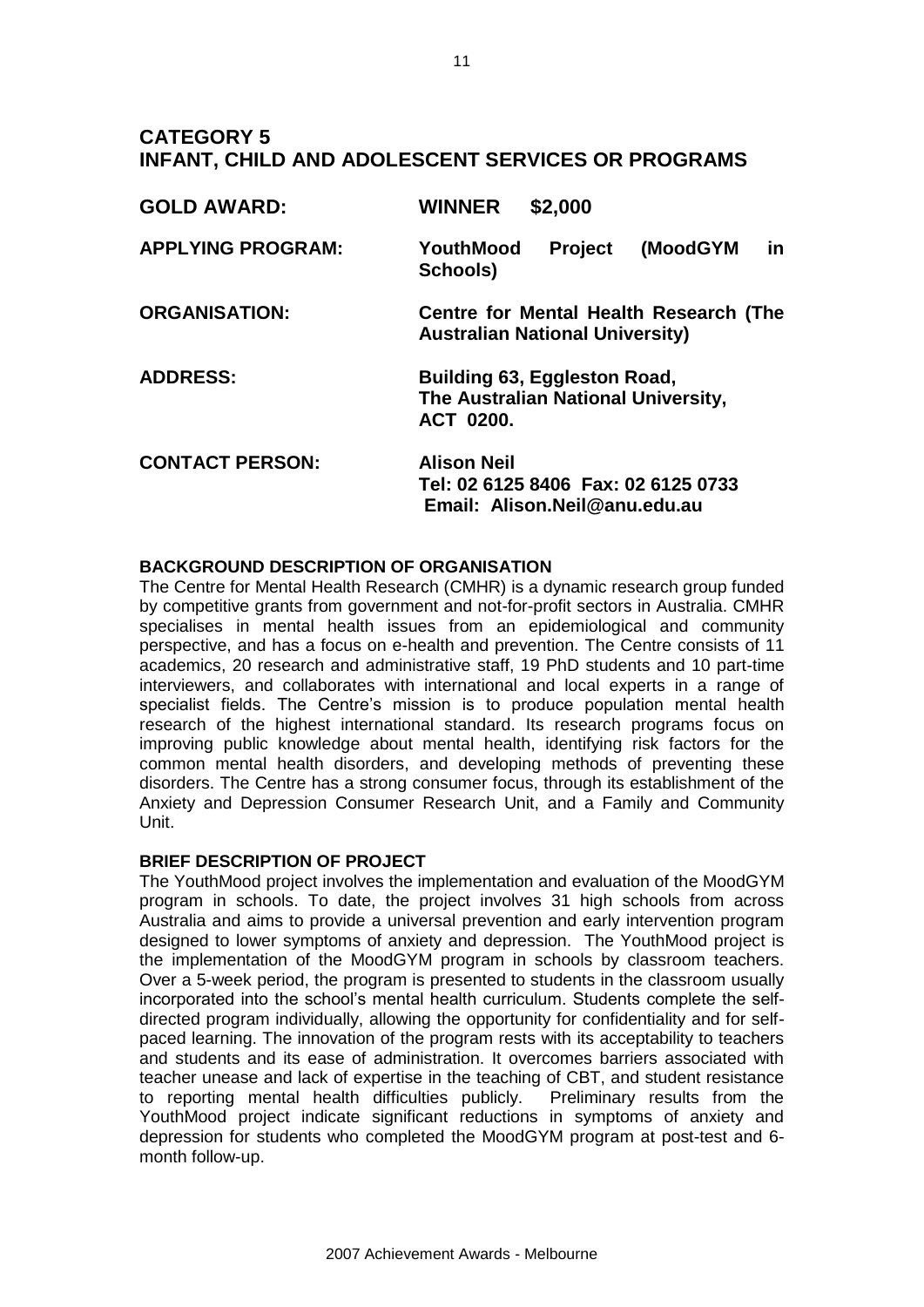# CATEGORY 5
# INFANT, CHILD AND ADOLESCENT SERVICES OR PROGRAMS

**GOLD AWARD:** **WINNER $2,000**

**APPLYING PROGRAM:** **YouthMood Project (MoodGYM in Schools)**

**ORGANISATION:** **Centre for Mental Health Research (The Australian National University)**

**ADDRESS:** **Building 63, Eggleston Road, The Australian National University, ACT 0200.**

**CONTACT PERSON:** **Alison Neil**
**Tel: 02 6125 8406 Fax: 02 6125 0733**
**Email: Alison.Neil@anu.edu.au**

### BACKGROUND DESCRIPTION OF ORGANISATION

The Centre for Mental Health Research (CMHR) is a dynamic research group funded by competitive grants from government and not-for-profit sectors in Australia. CMHR specialises in mental health issues from an epidemiological and community perspective, and has a focus on e-health and prevention. The Centre consists of 11 academics, 20 research and administrative staff, 19 PhD students and 10 part-time interviewers, and collaborates with international and local experts in a range of specialist fields. The Centre's mission is to produce population mental health research of the highest international standard. Its research programs focus on improving public knowledge about mental health, identifying risk factors for the common mental health disorders, and developing methods of preventing these disorders. The Centre has a strong consumer focus, through its establishment of the Anxiety and Depression Consumer Research Unit, and a Family and Community Unit.

### BRIEF DESCRIPTION OF PROJECT

The YouthMood project involves the implementation and evaluation of the MoodGYM program in schools. To date, the project involves 31 high schools from across Australia and aims to provide a universal prevention and early intervention program designed to lower symptoms of anxiety and depression. The YouthMood project is the implementation of the MoodGYM program in schools by classroom teachers. Over a 5-week period, the program is presented to students in the classroom usually incorporated into the school's mental health curriculum. Students complete the self-directed program individually, allowing the opportunity for confidentiality and for self-paced learning. The innovation of the program rests with its acceptability to teachers and students and its ease of administration. It overcomes barriers associated with teacher unease and lack of expertise in the teaching of CBT, and student resistance to reporting mental health difficulties publicly. Preliminary results from the YouthMood project indicate significant reductions in symptoms of anxiety and depression for students who completed the MoodGYM program at post-test and 6-month follow-up.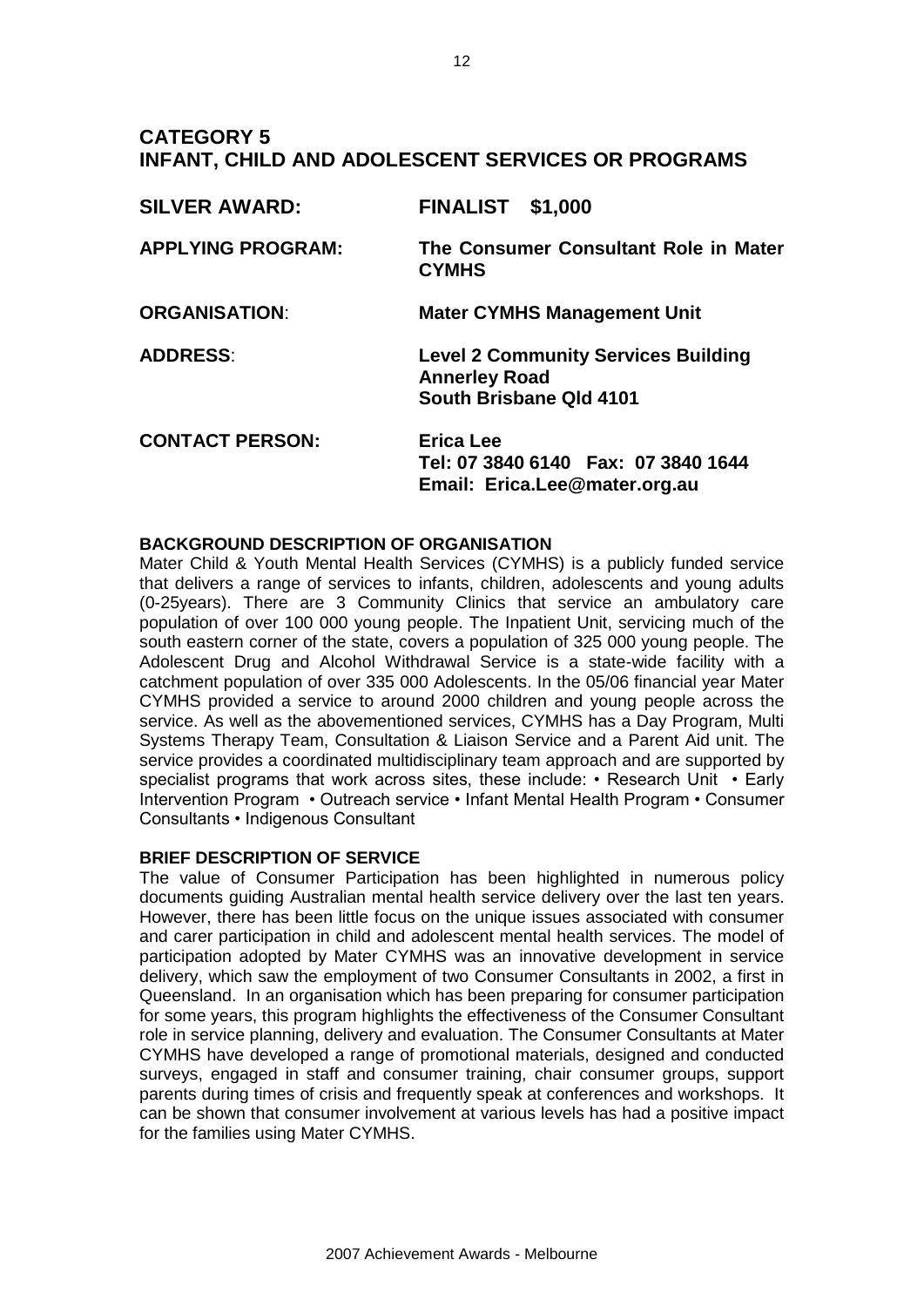## CATEGORY 5
## INFANT, CHILD AND ADOLESCENT SERVICES OR PROGRAMS

**SILVER AWARD:** **FINALIST $1,000**

**APPLYING PROGRAM:** **The Consumer Consultant Role in Mater CYMHS**

**ORGANISATION**: **Mater CYMHS Management Unit**

**ADDRESS**: **Level 2 Community Services Building**
**Annerley Road**
**South Brisbane Qld 4101**

**CONTACT PERSON:** **Erica Lee**
**Tel: 07 3840 6140 Fax: 07 3840 1644**
**Email: Erica.Lee@mater.org.au**

**BACKGROUND DESCRIPTION OF ORGANISATION**

Mater Child & Youth Mental Health Services (CYMHS) is a publicly funded service that delivers a range of services to infants, children, adolescents and young adults (0-25years). There are 3 Community Clinics that service an ambulatory care population of over 100 000 young people. The Inpatient Unit, servicing much of the south eastern corner of the state, covers a population of 325 000 young people. The Adolescent Drug and Alcohol Withdrawal Service is a state-wide facility with a catchment population of over 335 000 Adolescents. In the 05/06 financial year Mater CYMHS provided a service to around 2000 children and young people across the service. As well as the abovementioned services, CYMHS has a Day Program, Multi Systems Therapy Team, Consultation & Liaison Service and a Parent Aid unit. The service provides a coordinated multidisciplinary team approach and are supported by specialist programs that work across sites, these include: • Research Unit • Early Intervention Program • Outreach service • Infant Mental Health Program • Consumer Consultants • Indigenous Consultant

**BRIEF DESCRIPTION OF SERVICE**

The value of Consumer Participation has been highlighted in numerous policy documents guiding Australian mental health service delivery over the last ten years. However, there has been little focus on the unique issues associated with consumer and carer participation in child and adolescent mental health services. The model of participation adopted by Mater CYMHS was an innovative development in service delivery, which saw the employment of two Consumer Consultants in 2002, a first in Queensland. In an organisation which has been preparing for consumer participation for some years, this program highlights the effectiveness of the Consumer Consultant role in service planning, delivery and evaluation. The Consumer Consultants at Mater CYMHS have developed a range of promotional materials, designed and conducted surveys, engaged in staff and consumer training, chair consumer groups, support parents during times of crisis and frequently speak at conferences and workshops. It can be shown that consumer involvement at various levels has had a positive impact for the families using Mater CYMHS.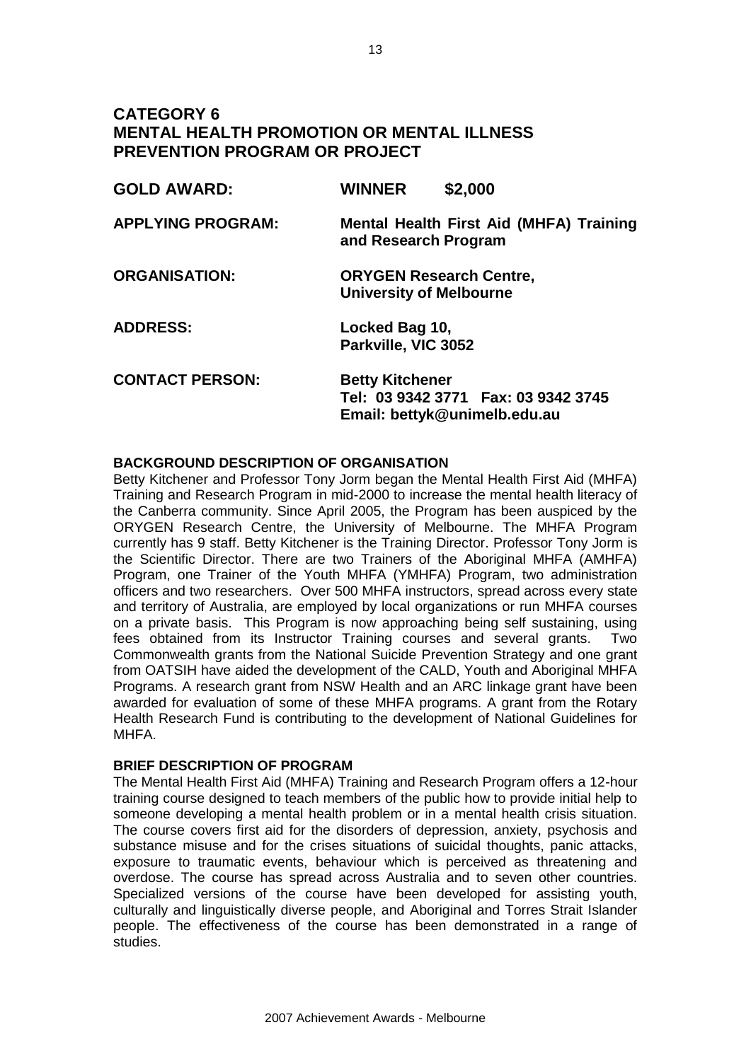## CATEGORY 6
## MENTAL HEALTH PROMOTION OR MENTAL ILLNESS PREVENTION PROGRAM OR PROJECT

**GOLD AWARD:** **WINNER $2,000**

**APPLYING PROGRAM:** **Mental Health First Aid (MHFA) Training and Research Program**

**ORGANISATION:** **ORYGEN Research Centre, University of Melbourne**

**ADDRESS:** **Locked Bag 10, Parkville, VIC 3052**

**CONTACT PERSON:** **Betty Kitchener**
**Tel: 03 9342 3771 Fax: 03 9342 3745**
**Email: bettyk@unimelb.edu.au**

**BACKGROUND DESCRIPTION OF ORGANISATION**

Betty Kitchener and Professor Tony Jorm began the Mental Health First Aid (MHFA) Training and Research Program in mid-2000 to increase the mental health literacy of the Canberra community. Since April 2005, the Program has been auspiced by the ORYGEN Research Centre, the University of Melbourne. The MHFA Program currently has 9 staff. Betty Kitchener is the Training Director. Professor Tony Jorm is the Scientific Director. There are two Trainers of the Aboriginal MHFA (AMHFA) Program, one Trainer of the Youth MHFA (YMHFA) Program, two administration officers and two researchers. Over 500 MHFA instructors, spread across every state and territory of Australia, are employed by local organizations or run MHFA courses on a private basis. This Program is now approaching being self sustaining, using fees obtained from its Instructor Training courses and several grants. Two Commonwealth grants from the National Suicide Prevention Strategy and one grant from OATSIH have aided the development of the CALD, Youth and Aboriginal MHFA Programs. A research grant from NSW Health and an ARC linkage grant have been awarded for evaluation of some of these MHFA programs. A grant from the Rotary Health Research Fund is contributing to the development of National Guidelines for MHFA.

**BRIEF DESCRIPTION OF PROGRAM**

The Mental Health First Aid (MHFA) Training and Research Program offers a 12-hour training course designed to teach members of the public how to provide initial help to someone developing a mental health problem or in a mental health crisis situation. The course covers first aid for the disorders of depression, anxiety, psychosis and substance misuse and for the crises situations of suicidal thoughts, panic attacks, exposure to traumatic events, behaviour which is perceived as threatening and overdose. The course has spread across Australia and to seven other countries. Specialized versions of the course have been developed for assisting youth, culturally and linguistically diverse people, and Aboriginal and Torres Strait Islander people. The effectiveness of the course has been demonstrated in a range of studies.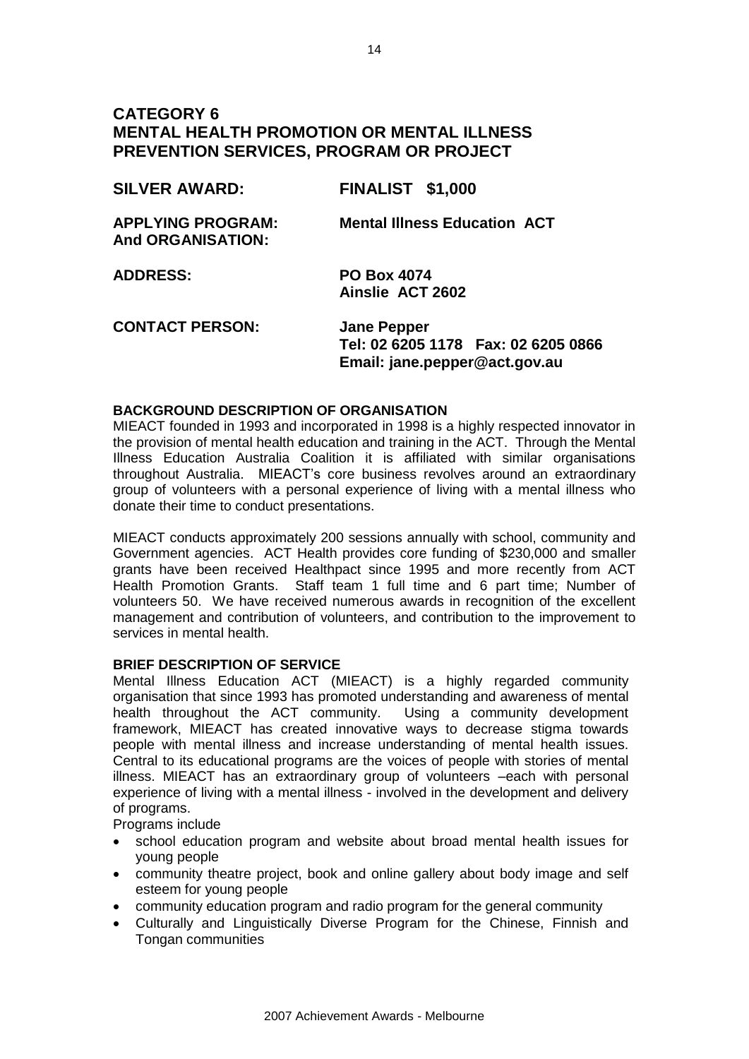# CATEGORY 6
# MENTAL HEALTH PROMOTION OR MENTAL ILLNESS PREVENTION SERVICES, PROGRAM OR PROJECT

**SILVER AWARD:** **FINALIST $1,000**

**APPLYING PROGRAM: And ORGANISATION:** **Mental Illness Education ACT**

**ADDRESS:** **PO Box 4074 Ainslie ACT 2602**

**CONTACT PERSON:** **Jane Pepper**
**Tel: 02 6205 1178 Fax: 02 6205 0866**
**Email: jane.pepper@act.gov.au**

**BACKGROUND DESCRIPTION OF ORGANISATION**

MIEACT founded in 1993 and incorporated in 1998 is a highly respected innovator in the provision of mental health education and training in the ACT. Through the Mental Illness Education Australia Coalition it is affiliated with similar organisations throughout Australia. MIEACT's core business revolves around an extraordinary group of volunteers with a personal experience of living with a mental illness who donate their time to conduct presentations.

MIEACT conducts approximately 200 sessions annually with school, community and Government agencies. ACT Health provides core funding of $230,000 and smaller grants have been received Healthpact since 1995 and more recently from ACT Health Promotion Grants. Staff team 1 full time and 6 part time; Number of volunteers 50. We have received numerous awards in recognition of the excellent management and contribution of volunteers, and contribution to the improvement to services in mental health.

**BRIEF DESCRIPTION OF SERVICE**

Mental Illness Education ACT (MIEACT) is a highly regarded community organisation that since 1993 has promoted understanding and awareness of mental health throughout the ACT community. Using a community development framework, MIEACT has created innovative ways to decrease stigma towards people with mental illness and increase understanding of mental health issues. Central to its educational programs are the voices of people with stories of mental illness. MIEACT has an extraordinary group of volunteers –each with personal experience of living with a mental illness - involved in the development and delivery of programs.

Programs include

- school education program and website about broad mental health issues for young people
- community theatre project, book and online gallery about body image and self esteem for young people
- community education program and radio program for the general community
- Culturally and Linguistically Diverse Program for the Chinese, Finnish and Tongan communities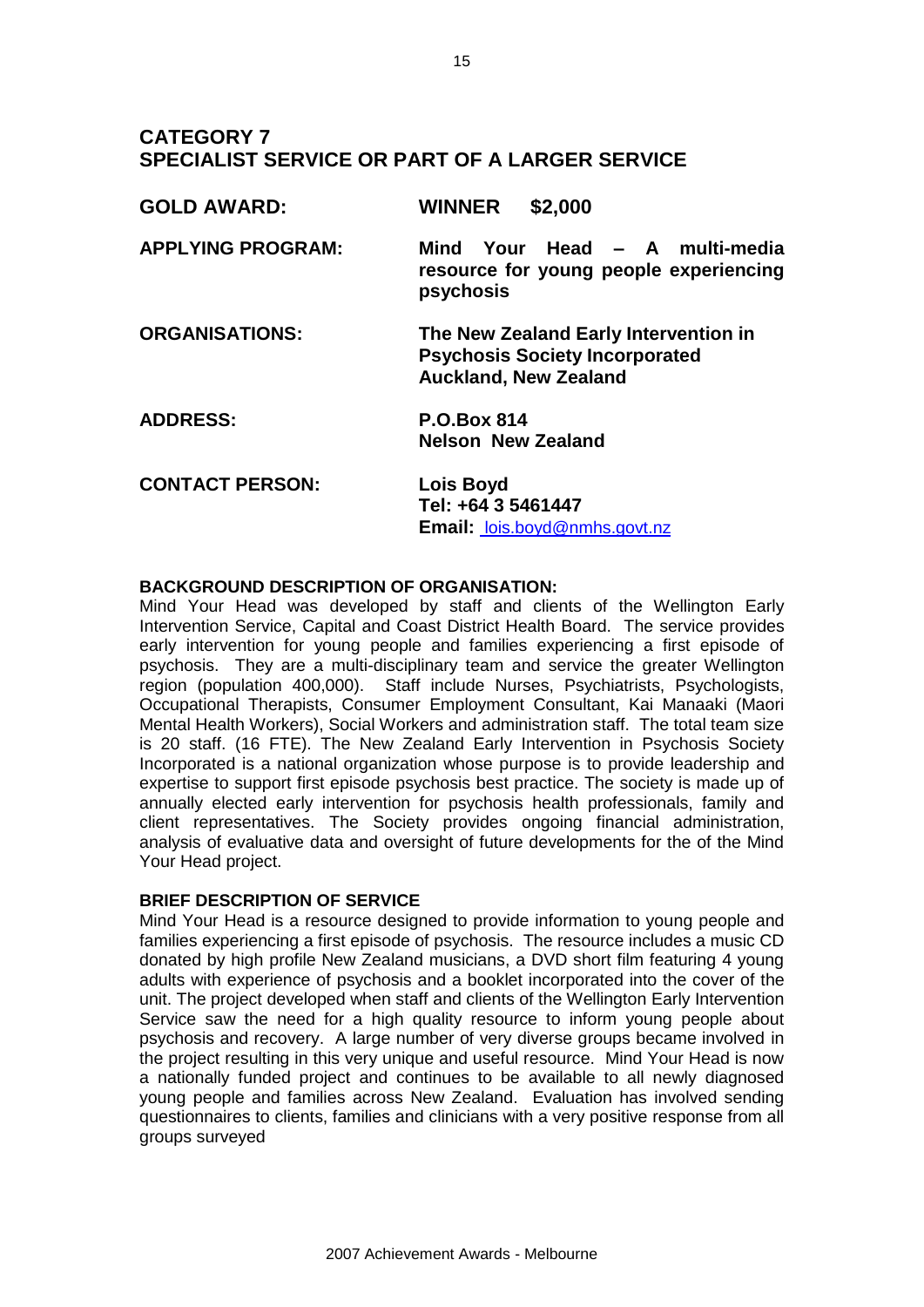## CATEGORY 7
## SPECIALIST SERVICE OR PART OF A LARGER SERVICE

**GOLD AWARD:** **WINNER $2,000**

**APPLYING PROGRAM:** **Mind Your Head – A multi-media resource for young people experiencing psychosis**

**ORGANISATIONS:** **The New Zealand Early Intervention in Psychosis Society Incorporated**
**Auckland, New Zealand**

**ADDRESS:** **P.O.Box 814**
**Nelson New Zealand**

**CONTACT PERSON:** **Lois Boyd**
**Tel: +64 3 5461447**
**Email:** lois.boyd@nmhs.govt.nz

**BACKGROUND DESCRIPTION OF ORGANISATION:**

Mind Your Head was developed by staff and clients of the Wellington Early Intervention Service, Capital and Coast District Health Board. The service provides early intervention for young people and families experiencing a first episode of psychosis. They are a multi-disciplinary team and service the greater Wellington region (population 400,000). Staff include Nurses, Psychiatrists, Psychologists, Occupational Therapists, Consumer Employment Consultant, Kai Manaaki (Maori Mental Health Workers), Social Workers and administration staff. The total team size is 20 staff. (16 FTE). The New Zealand Early Intervention in Psychosis Society Incorporated is a national organization whose purpose is to provide leadership and expertise to support first episode psychosis best practice. The society is made up of annually elected early intervention for psychosis health professionals, family and client representatives. The Society provides ongoing financial administration, analysis of evaluative data and oversight of future developments for the of the Mind Your Head project.

**BRIEF DESCRIPTION OF SERVICE**

Mind Your Head is a resource designed to provide information to young people and families experiencing a first episode of psychosis. The resource includes a music CD donated by high profile New Zealand musicians, a DVD short film featuring 4 young adults with experience of psychosis and a booklet incorporated into the cover of the unit. The project developed when staff and clients of the Wellington Early Intervention Service saw the need for a high quality resource to inform young people about psychosis and recovery. A large number of very diverse groups became involved in the project resulting in this very unique and useful resource. Mind Your Head is now a nationally funded project and continues to be available to all newly diagnosed young people and families across New Zealand. Evaluation has involved sending questionnaires to clients, families and clinicians with a very positive response from all groups surveyed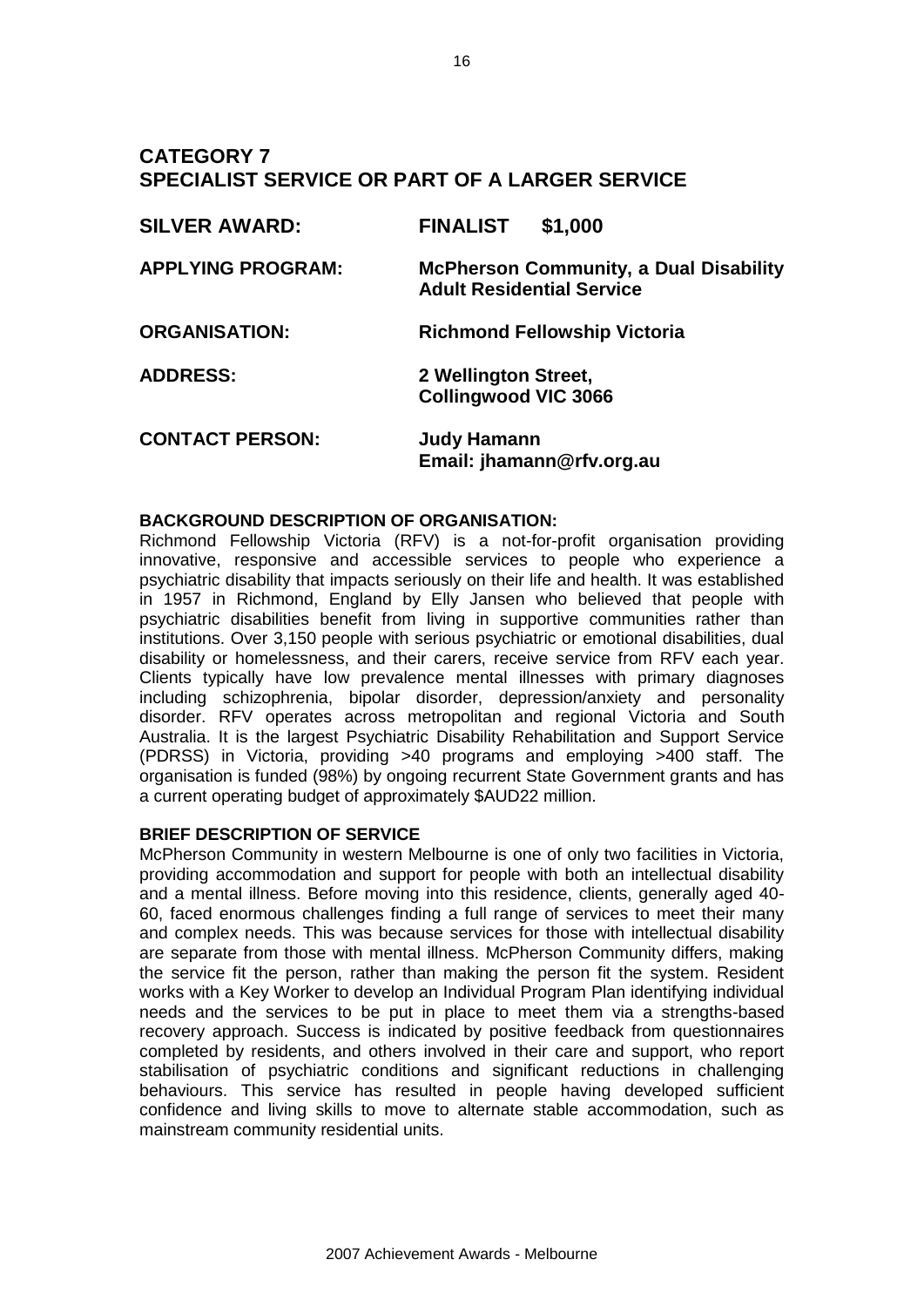## CATEGORY 7
## SPECIALIST SERVICE OR PART OF A LARGER SERVICE

**SILVER AWARD:** **FINALIST $1,000**

**APPLYING PROGRAM:** **McPherson Community, a Dual Disability Adult Residential Service**

**ORGANISATION:** **Richmond Fellowship Victoria**

**ADDRESS:** **2 Wellington Street, Collingwood VIC 3066**

**CONTACT PERSON:** **Judy Hamann**
**Email: jhamann@rfv.org.au**

**BACKGROUND DESCRIPTION OF ORGANISATION:**

Richmond Fellowship Victoria (RFV) is a not-for-profit organisation providing innovative, responsive and accessible services to people who experience a psychiatric disability that impacts seriously on their life and health. It was established in 1957 in Richmond, England by Elly Jansen who believed that people with psychiatric disabilities benefit from living in supportive communities rather than institutions. Over 3,150 people with serious psychiatric or emotional disabilities, dual disability or homelessness, and their carers, receive service from RFV each year. Clients typically have low prevalence mental illnesses with primary diagnoses including schizophrenia, bipolar disorder, depression/anxiety and personality disorder. RFV operates across metropolitan and regional Victoria and South Australia. It is the largest Psychiatric Disability Rehabilitation and Support Service (PDRSS) in Victoria, providing >40 programs and employing >400 staff. The organisation is funded (98%) by ongoing recurrent State Government grants and has a current operating budget of approximately $AUD22 million.

**BRIEF DESCRIPTION OF SERVICE**

McPherson Community in western Melbourne is one of only two facilities in Victoria, providing accommodation and support for people with both an intellectual disability and a mental illness. Before moving into this residence, clients, generally aged 40-60, faced enormous challenges finding a full range of services to meet their many and complex needs. This was because services for those with intellectual disability are separate from those with mental illness. McPherson Community differs, making the service fit the person, rather than making the person fit the system. Resident works with a Key Worker to develop an Individual Program Plan identifying individual needs and the services to be put in place to meet them via a strengths-based recovery approach. Success is indicated by positive feedback from questionnaires completed by residents, and others involved in their care and support, who report stabilisation of psychiatric conditions and significant reductions in challenging behaviours. This service has resulted in people having developed sufficient confidence and living skills to move to alternate stable accommodation, such as mainstream community residential units.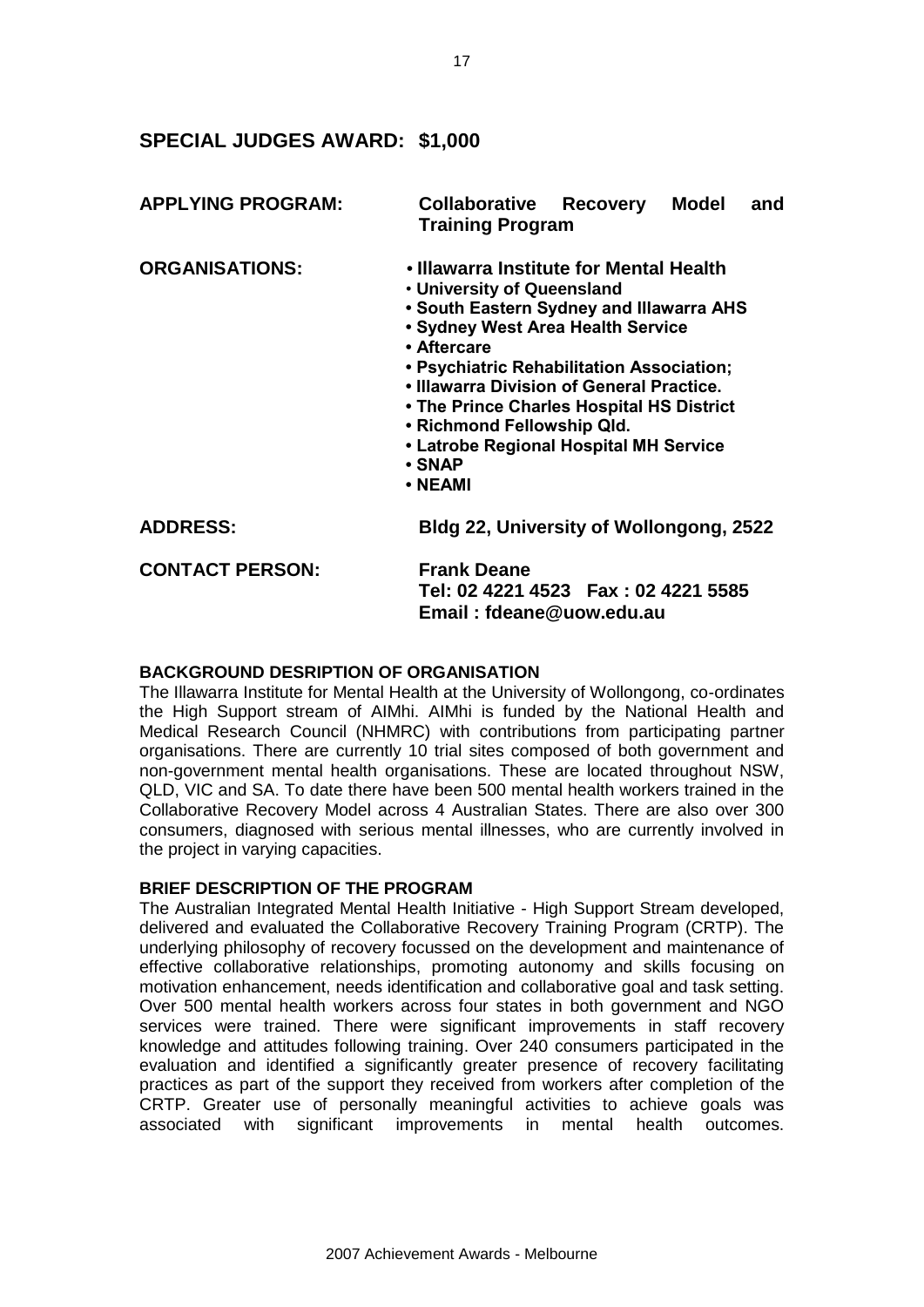## SPECIAL JUDGES AWARD: $1,000

**APPLYING PROGRAM:** **Collaborative Recovery Model and Training Program**

**ORGANISATIONS:**
- **Illawarra Institute for Mental Health**
- **University of Queensland**
- **South Eastern Sydney and Illawarra AHS**
- **Sydney West Area Health Service**
- **Aftercare**
- **Psychiatric Rehabilitation Association;**
- **Illawarra Division of General Practice.**
- **The Prince Charles Hospital HS District**
- **Richmond Fellowship Qld.**
- **Latrobe Regional Hospital MH Service**
- **SNAP**
- **NEAMI**

**ADDRESS:** **Bldg 22, University of Wollongong, 2522**

**CONTACT PERSON:** **Frank Deane**
**Tel: 02 4221 4523 Fax : 02 4221 5585**
**Email : fdeane@uow.edu.au**

### BACKGROUND DESRIPTION OF ORGANISATION

The Illawarra Institute for Mental Health at the University of Wollongong, co-ordinates the High Support stream of AIMhi. AIMhi is funded by the National Health and Medical Research Council (NHMRC) with contributions from participating partner organisations. There are currently 10 trial sites composed of both government and non-government mental health organisations. These are located throughout NSW, QLD, VIC and SA. To date there have been 500 mental health workers trained in the Collaborative Recovery Model across 4 Australian States. There are also over 300 consumers, diagnosed with serious mental illnesses, who are currently involved in the project in varying capacities.

### BRIEF DESCRIPTION OF THE PROGRAM

The Australian Integrated Mental Health Initiative - High Support Stream developed, delivered and evaluated the Collaborative Recovery Training Program (CRTP). The underlying philosophy of recovery focussed on the development and maintenance of effective collaborative relationships, promoting autonomy and skills focusing on motivation enhancement, needs identification and collaborative goal and task setting. Over 500 mental health workers across four states in both government and NGO services were trained. There were significant improvements in staff recovery knowledge and attitudes following training. Over 240 consumers participated in the evaluation and identified a significantly greater presence of recovery facilitating practices as part of the support they received from workers after completion of the CRTP. Greater use of personally meaningful activities to achieve goals was associated with significant improvements in mental health outcomes.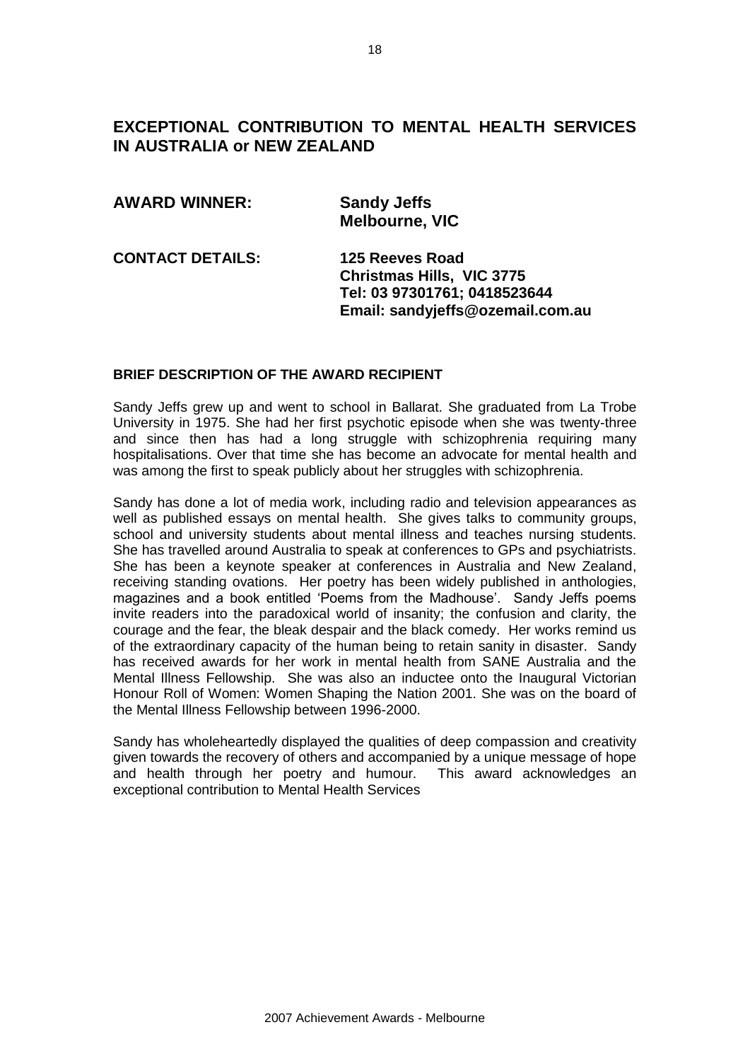## EXCEPTIONAL CONTRIBUTION TO MENTAL HEALTH SERVICES IN AUSTRALIA or NEW ZEALAND

**AWARD WINNER:** **Sandy Jeffs**
**Melbourne, VIC**

**CONTACT DETAILS:** **125 Reeves Road**
**Christmas Hills, VIC 3775**
**Tel: 03 97301761; 0418523644**
**Email: sandyjeffs@ozemail.com.au**

### BRIEF DESCRIPTION OF THE AWARD RECIPIENT

Sandy Jeffs grew up and went to school in Ballarat. She graduated from La Trobe University in 1975. She had her first psychotic episode when she was twenty-three and since then has had a long struggle with schizophrenia requiring many hospitalisations. Over that time she has become an advocate for mental health and was among the first to speak publicly about her struggles with schizophrenia.

Sandy has done a lot of media work, including radio and television appearances as well as published essays on mental health. She gives talks to community groups, school and university students about mental illness and teaches nursing students. She has travelled around Australia to speak at conferences to GPs and psychiatrists. She has been a keynote speaker at conferences in Australia and New Zealand, receiving standing ovations. Her poetry has been widely published in anthologies, magazines and a book entitled 'Poems from the Madhouse'. Sandy Jeffs poems invite readers into the paradoxical world of insanity; the confusion and clarity, the courage and the fear, the bleak despair and the black comedy. Her works remind us of the extraordinary capacity of the human being to retain sanity in disaster. Sandy has received awards for her work in mental health from SANE Australia and the Mental Illness Fellowship. She was also an inductee onto the Inaugural Victorian Honour Roll of Women: Women Shaping the Nation 2001. She was on the board of the Mental Illness Fellowship between 1996-2000.

Sandy has wholeheartedly displayed the qualities of deep compassion and creativity given towards the recovery of others and accompanied by a unique message of hope and health through her poetry and humour. This award acknowledges an exceptional contribution to Mental Health Services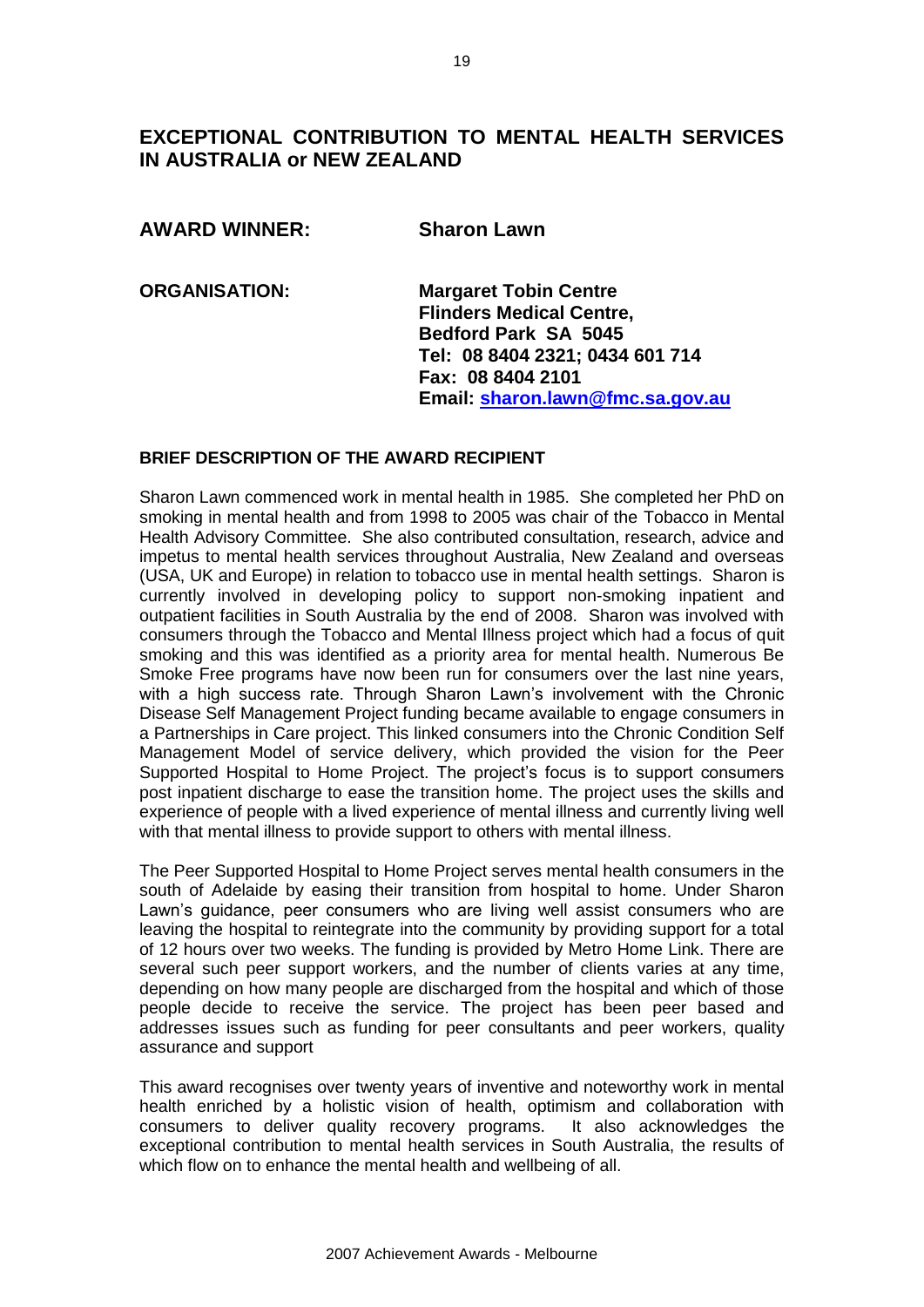## EXCEPTIONAL CONTRIBUTION TO MENTAL HEALTH SERVICES IN AUSTRALIA or NEW ZEALAND

**AWARD WINNER:** **Sharon Lawn**

**ORGANISATION:** **Margaret Tobin Centre**
**Flinders Medical Centre,**
**Bedford Park SA 5045**
**Tel: 08 8404 2321; 0434 601 714**
**Fax: 08 8404 2101**
**Email: sharon.lawn@fmc.sa.gov.au**

**BRIEF DESCRIPTION OF THE AWARD RECIPIENT**

Sharon Lawn commenced work in mental health in 1985. She completed her PhD on smoking in mental health and from 1998 to 2005 was chair of the Tobacco in Mental Health Advisory Committee. She also contributed consultation, research, advice and impetus to mental health services throughout Australia, New Zealand and overseas (USA, UK and Europe) in relation to tobacco use in mental health settings. Sharon is currently involved in developing policy to support non-smoking inpatient and outpatient facilities in South Australia by the end of 2008. Sharon was involved with consumers through the Tobacco and Mental Illness project which had a focus of quit smoking and this was identified as a priority area for mental health. Numerous Be Smoke Free programs have now been run for consumers over the last nine years, with a high success rate. Through Sharon Lawn's involvement with the Chronic Disease Self Management Project funding became available to engage consumers in a Partnerships in Care project. This linked consumers into the Chronic Condition Self Management Model of service delivery, which provided the vision for the Peer Supported Hospital to Home Project. The project's focus is to support consumers post inpatient discharge to ease the transition home. The project uses the skills and experience of people with a lived experience of mental illness and currently living well with that mental illness to provide support to others with mental illness.

The Peer Supported Hospital to Home Project serves mental health consumers in the south of Adelaide by easing their transition from hospital to home. Under Sharon Lawn's guidance, peer consumers who are living well assist consumers who are leaving the hospital to reintegrate into the community by providing support for a total of 12 hours over two weeks. The funding is provided by Metro Home Link. There are several such peer support workers, and the number of clients varies at any time, depending on how many people are discharged from the hospital and which of those people decide to receive the service. The project has been peer based and addresses issues such as funding for peer consultants and peer workers, quality assurance and support

This award recognises over twenty years of inventive and noteworthy work in mental health enriched by a holistic vision of health, optimism and collaboration with consumers to deliver quality recovery programs. It also acknowledges the exceptional contribution to mental health services in South Australia, the results of which flow on to enhance the mental health and wellbeing of all.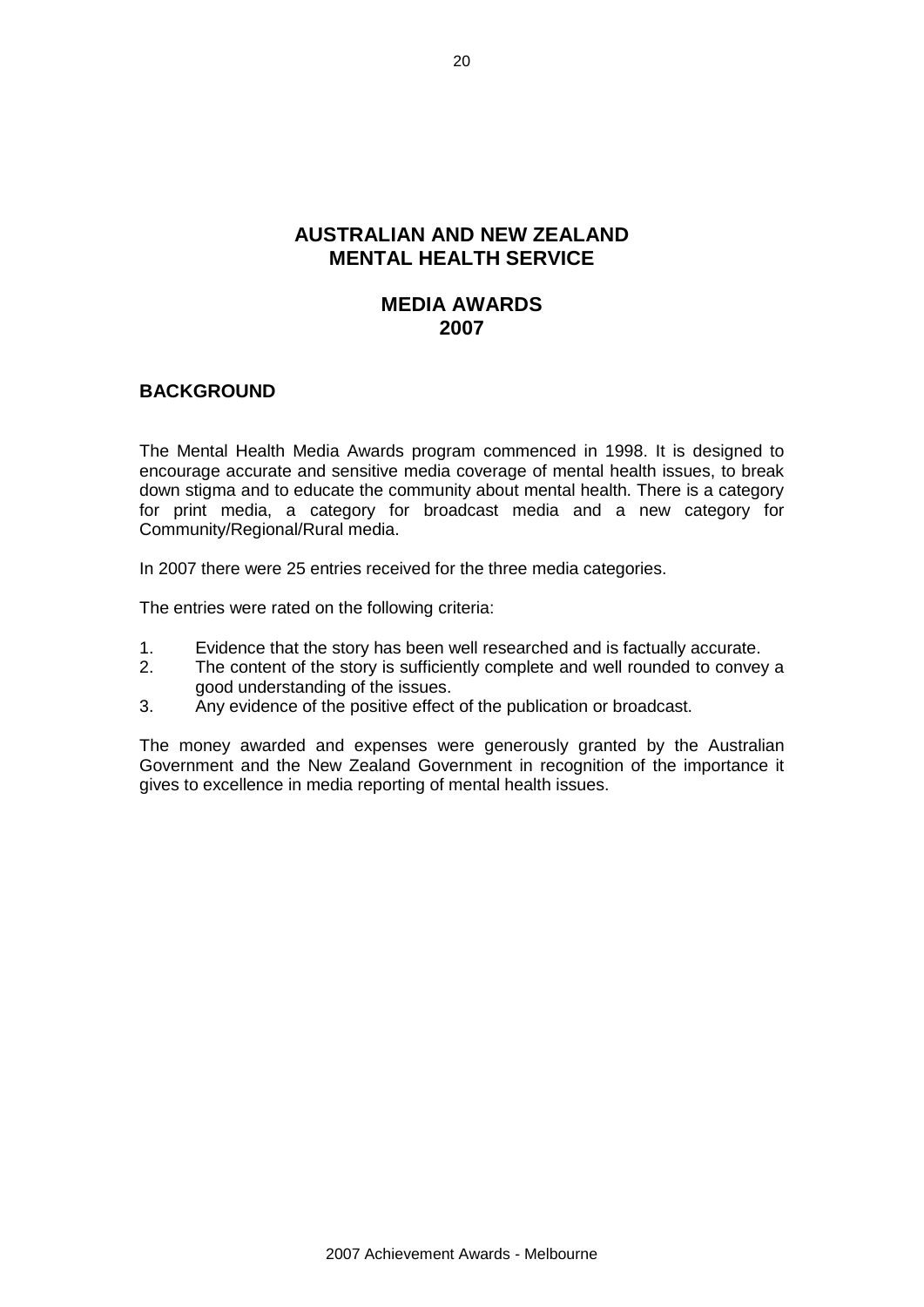# AUSTRALIAN AND NEW ZEALAND MENTAL HEALTH SERVICE

# MEDIA AWARDS 2007

## BACKGROUND

The Mental Health Media Awards program commenced in 1998. It is designed to encourage accurate and sensitive media coverage of mental health issues, to break down stigma and to educate the community about mental health. There is a category for print media, a category for broadcast media and a new category for Community/Regional/Rural media.

In 2007 there were 25 entries received for the three media categories.

The entries were rated on the following criteria:

1. Evidence that the story has been well researched and is factually accurate.
2. The content of the story is sufficiently complete and well rounded to convey a good understanding of the issues.
3. Any evidence of the positive effect of the publication or broadcast.

The money awarded and expenses were generously granted by the Australian Government and the New Zealand Government in recognition of the importance it gives to excellence in media reporting of mental health issues.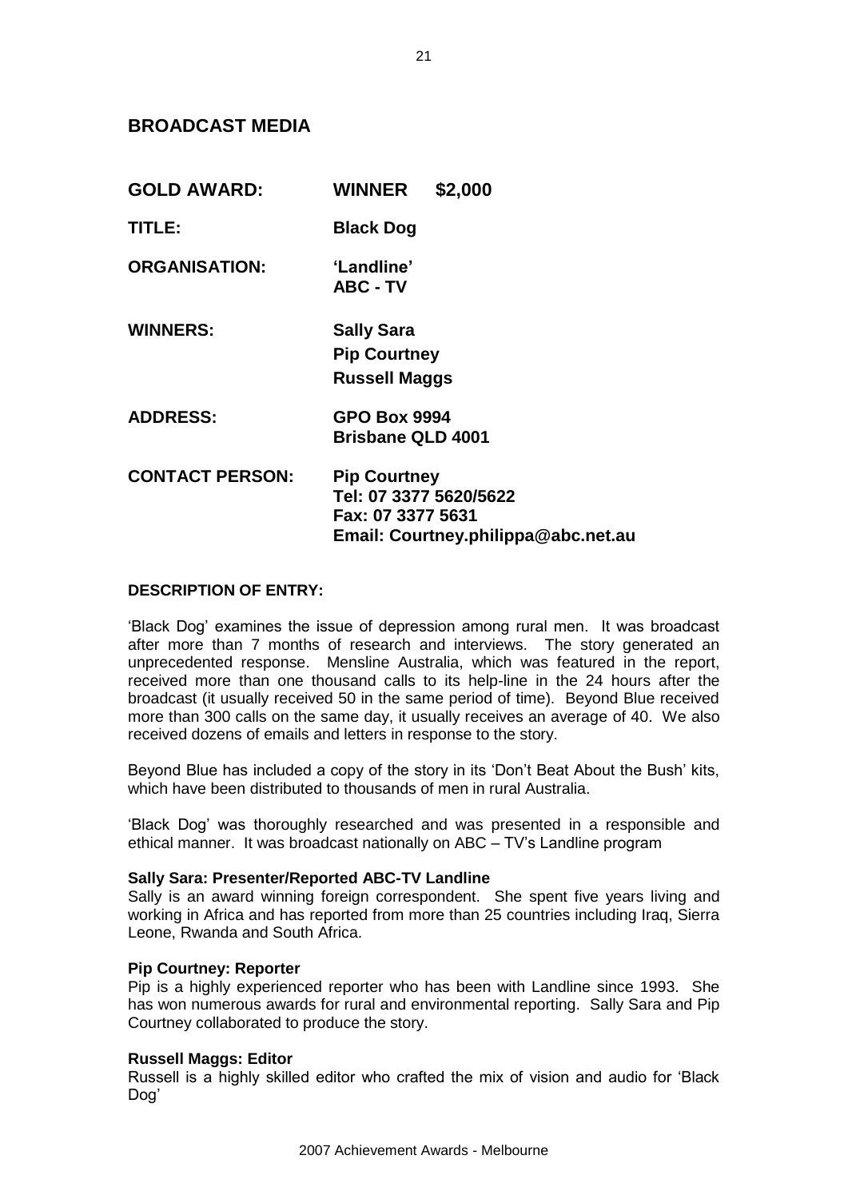## BROADCAST MEDIA

**GOLD AWARD:** **WINNER $2,000**

**TITLE:** **Black Dog**

**ORGANISATION:** **'Landline'**
**ABC - TV**

**WINNERS:** **Sally Sara**
**Pip Courtney**
**Russell Maggs**

**ADDRESS:** **GPO Box 9994**
**Brisbane QLD 4001**

**CONTACT PERSON:** **Pip Courtney**
**Tel: 07 3377 5620/5622**
**Fax: 07 3377 5631**
**Email: Courtney.philippa@abc.net.au**

**DESCRIPTION OF ENTRY:**

'Black Dog' examines the issue of depression among rural men. It was broadcast after more than 7 months of research and interviews. The story generated an unprecedented response. Mensline Australia, which was featured in the report, received more than one thousand calls to its help-line in the 24 hours after the broadcast (it usually received 50 in the same period of time). Beyond Blue received more than 300 calls on the same day, it usually receives an average of 40. We also received dozens of emails and letters in response to the story.

Beyond Blue has included a copy of the story in its 'Don't Beat About the Bush' kits, which have been distributed to thousands of men in rural Australia.

'Black Dog' was thoroughly researched and was presented in a responsible and ethical manner. It was broadcast nationally on ABC – TV's Landline program

**Sally Sara: Presenter/Reported ABC-TV Landline**
Sally is an award winning foreign correspondent. She spent five years living and working in Africa and has reported from more than 25 countries including Iraq, Sierra Leone, Rwanda and South Africa.

**Pip Courtney: Reporter**
Pip is a highly experienced reporter who has been with Landline since 1993. She has won numerous awards for rural and environmental reporting. Sally Sara and Pip Courtney collaborated to produce the story.

**Russell Maggs: Editor**
Russell is a highly skilled editor who crafted the mix of vision and audio for 'Black Dog'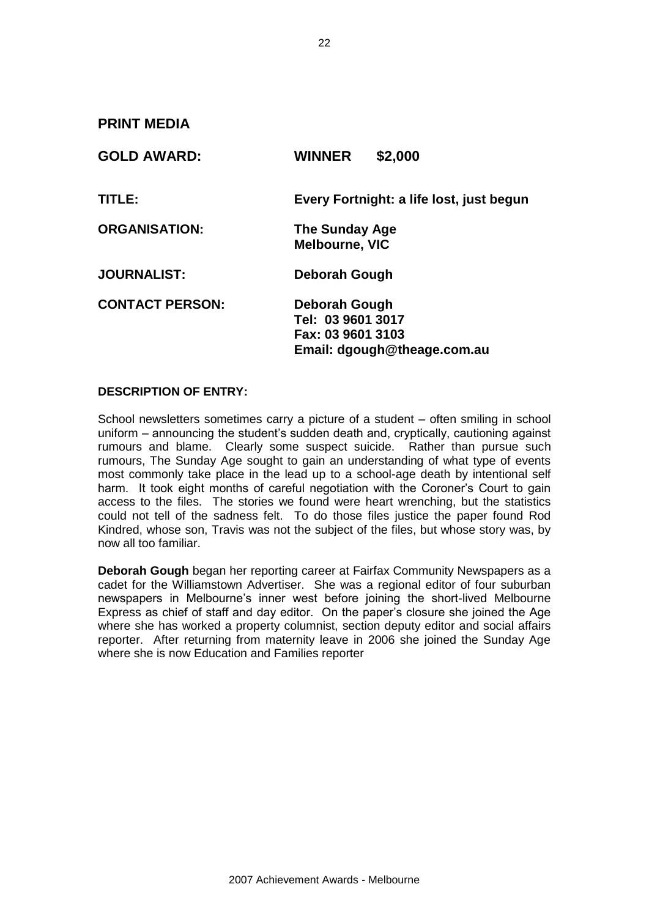## PRINT MEDIA

| | |
|---|---|
| **GOLD AWARD:** | **WINNER $2,000** |
| **TITLE:** | **Every Fortnight: a life lost, just begun** |
| **ORGANISATION:** | **The Sunday Age**<br>**Melbourne, VIC** |
| **JOURNALIST:** | **Deborah Gough** |
| **CONTACT PERSON:** | **Deborah Gough**<br>**Tel: 03 9601 3017**<br>**Fax: 03 9601 3103**<br>**Email: dgough@theage.com.au** |

**DESCRIPTION OF ENTRY:**

School newsletters sometimes carry a picture of a student – often smiling in school uniform – announcing the student's sudden death and, cryptically, cautioning against rumours and blame. Clearly some suspect suicide. Rather than pursue such rumours, The Sunday Age sought to gain an understanding of what type of events most commonly take place in the lead up to a school-age death by intentional self harm. It took eight months of careful negotiation with the Coroner's Court to gain access to the files. The stories we found were heart wrenching, but the statistics could not tell of the sadness felt. To do those files justice the paper found Rod Kindred, whose son, Travis was not the subject of the files, but whose story was, by now all too familiar.

**Deborah Gough** began her reporting career at Fairfax Community Newspapers as a cadet for the Williamstown Advertiser. She was a regional editor of four suburban newspapers in Melbourne's inner west before joining the short-lived Melbourne Express as chief of staff and day editor. On the paper's closure she joined the Age where she has worked a property columnist, section deputy editor and social affairs reporter. After returning from maternity leave in 2006 she joined the Sunday Age where she is now Education and Families reporter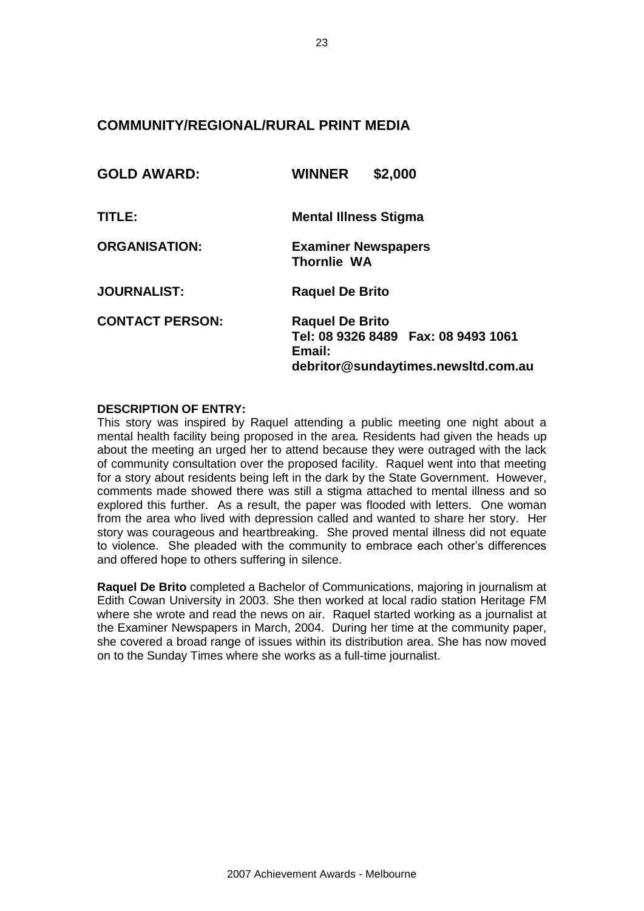## COMMUNITY/REGIONAL/RURAL PRINT MEDIA

| | |
|---|---|
| **GOLD AWARD:** | **WINNER $2,000** |
| **TITLE:** | **Mental Illness Stigma** |
| **ORGANISATION:** | **Examiner Newspapers**<br>**Thornlie WA** |
| **JOURNALIST:** | **Raquel De Brito** |
| **CONTACT PERSON:** | **Raquel De Brito**<br>**Tel: 08 9326 8489 Fax: 08 9493 1061**<br>**Email:**<br>**debritor@sundaytimes.newsltd.com.au** |

**DESCRIPTION OF ENTRY:**

This story was inspired by Raquel attending a public meeting one night about a mental health facility being proposed in the area. Residents had given the heads up about the meeting an urged her to attend because they were outraged with the lack of community consultation over the proposed facility. Raquel went into that meeting for a story about residents being left in the dark by the State Government. However, comments made showed there was still a stigma attached to mental illness and so explored this further. As a result, the paper was flooded with letters. One woman from the area who lived with depression called and wanted to share her story. Her story was courageous and heartbreaking. She proved mental illness did not equate to violence. She pleaded with the community to embrace each other's differences and offered hope to others suffering in silence.

**Raquel De Brito** completed a Bachelor of Communications, majoring in journalism at Edith Cowan University in 2003. She then worked at local radio station Heritage FM where she wrote and read the news on air. Raquel started working as a journalist at the Examiner Newspapers in March, 2004. During her time at the community paper, she covered a broad range of issues within its distribution area. She has now moved on to the Sunday Times where she works as a full-time journalist.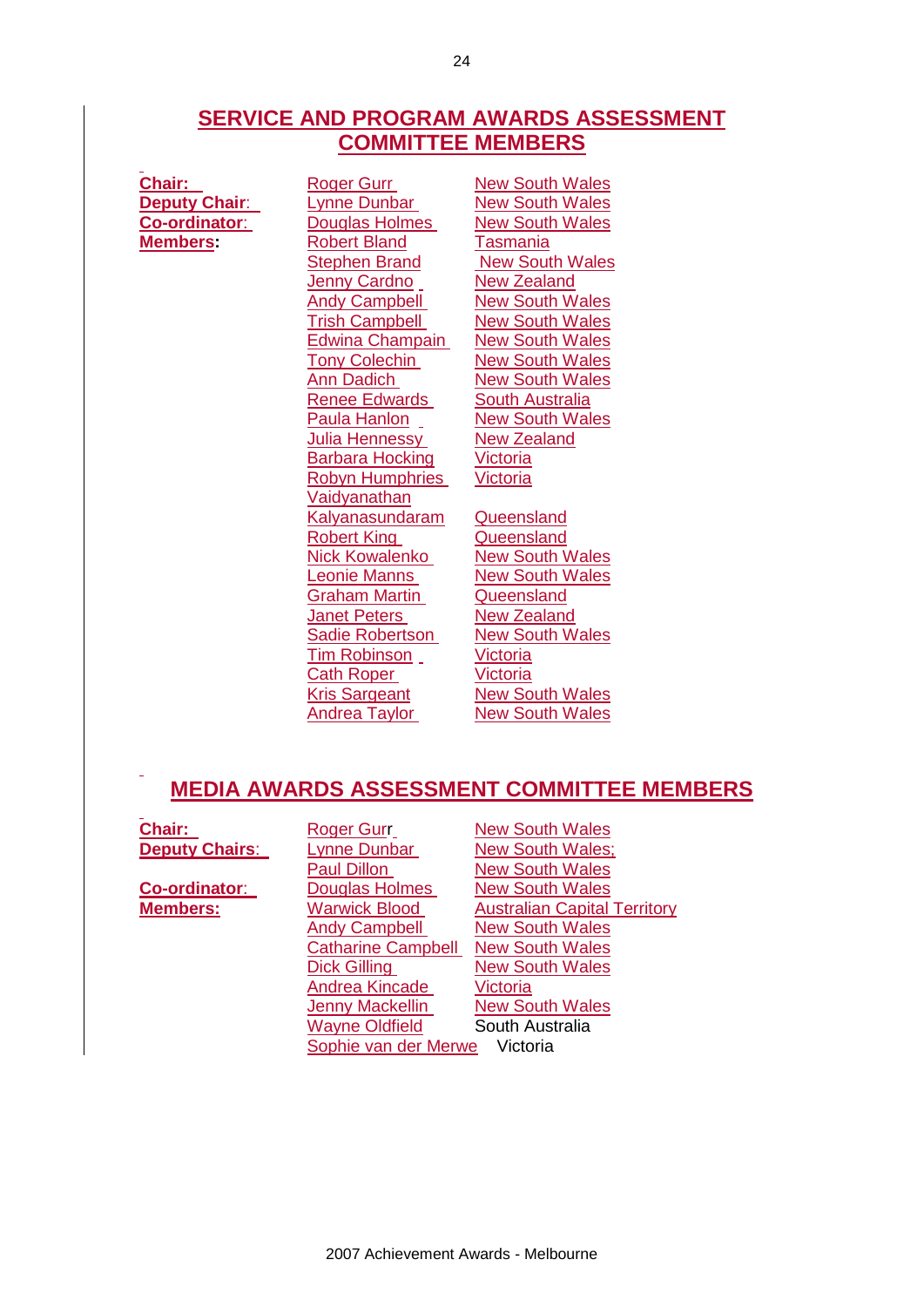## SERVICE AND PROGRAM AWARDS ASSESSMENT COMMITTEE MEMBERS

| | | |
|---|---|---|
| **Chair:** | Roger Gurr | New South Wales |
| **Deputy Chair:** | Lynne Dunbar | New South Wales |
| **Co-ordinator:** | Douglas Holmes | New South Wales |
| **Members:** | Robert Bland | Tasmania |
| | Stephen Brand | New South Wales |
| | Jenny Cardno | New Zealand |
| | Andy Campbell | New South Wales |
| | Trish Campbell | New South Wales |
| | Edwina Champain | New South Wales |
| | Tony Colechin | New South Wales |
| | Ann Dadich | New South Wales |
| | Renee Edwards | South Australia |
| | Paula Hanlon | New South Wales |
| | Julia Hennessy | New Zealand |
| | Barbara Hocking | Victoria |
| | Robyn Humphries | Victoria |
| | Vaidyanathan Kalyanasundaram | Queensland |
| | Robert King | Queensland |
| | Nick Kowalenko | New South Wales |
| | Leonie Manns | New South Wales |
| | Graham Martin | Queensland |
| | Janet Peters | New Zealand |
| | Sadie Robertson | New South Wales |
| | Tim Robinson | Victoria |
| | Cath Roper | Victoria |
| | Kris Sargeant | New South Wales |
| | Andrea Taylor | New South Wales |

## MEDIA AWARDS ASSESSMENT COMMITTEE MEMBERS

| | | |
|---|---|---|
| **Chair:** | Roger Gurr | New South Wales |
| **Deputy Chairs:** | Lynne Dunbar | New South Wales; |
| | Paul Dillon | New South Wales |
| **Co-ordinator:** | Douglas Holmes | New South Wales |
| **Members:** | Warwick Blood | Australian Capital Territory |
| | Andy Campbell | New South Wales |
| | Catharine Campbell | New South Wales |
| | Dick Gilling | New South Wales |
| | Andrea Kincade | Victoria |
| | Jenny Mackellin | New South Wales |
| | Wayne Oldfield | South Australia |
| | Sophie van der Merwe | Victoria |